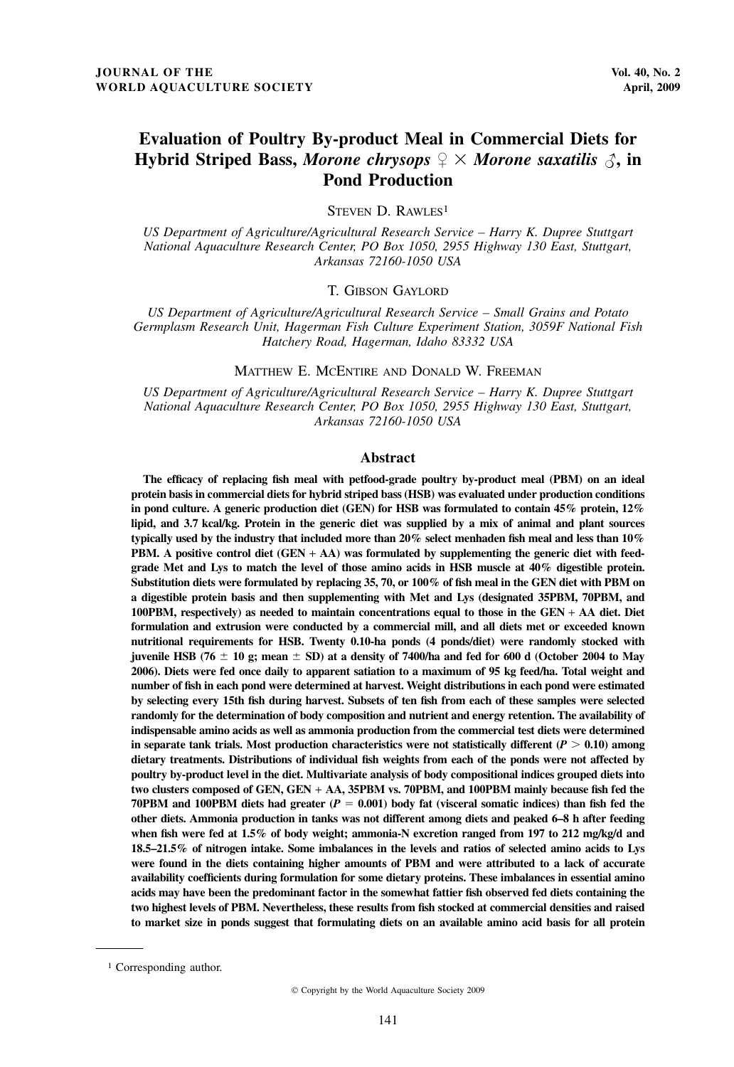# Evaluation of Poultry By-product Meal in Commercial Diets for Hybrid Striped Bass, *Morone chrysops* ♀ × *Morone saxatilis* ♂, in Pond Production

Steven D. Rawles[1]

*US Department of Agriculture/Agricultural Research Service – Harry K. Dupree Stuttgart National Aquaculture Research Center, PO Box 1050, 2955 Highway 130 East, Stuttgart, Arkansas 72160-1050 USA*

T. Gibson Gaylord

*US Department of Agriculture/Agricultural Research Service – Small Grains and Potato Germplasm Research Unit, Hagerman Fish Culture Experiment Station, 3059F National Fish Hatchery Road, Hagerman, Idaho 83332 USA*

Matthew E. McEntire and Donald W. Freeman

*US Department of Agriculture/Agricultural Research Service – Harry K. Dupree Stuttgart National Aquaculture Research Center, PO Box 1050, 2955 Highway 130 East, Stuttgart, Arkansas 72160-1050 USA*

## Abstract

**The efficacy of replacing fish meal with petfood-grade poultry by-product meal (PBM) on an ideal protein basis in commercial diets for hybrid striped bass (HSB) was evaluated under production conditions in pond culture. A generic production diet (GEN) for HSB was formulated to contain 45% protein, 12% lipid, and 3.7 kcal/kg. Protein in the generic diet was supplied by a mix of animal and plant sources typically used by the industry that included more than 20% select menhaden fish meal and less than 10% PBM. A positive control diet (GEN + AA) was formulated by supplementing the generic diet with feed-grade Met and Lys to match the level of those amino acids in HSB muscle at 40% digestible protein. Substitution diets were formulated by replacing 35, 70, or 100% of fish meal in the GEN diet with PBM on a digestible protein basis and then supplementing with Met and Lys (designated 35PBM, 70PBM, and 100PBM, respectively) as needed to maintain concentrations equal to those in the GEN + AA diet. Diet formulation and extrusion were conducted by a commercial mill, and all diets met or exceeded known nutritional requirements for HSB. Twenty 0.10-ha ponds (4 ponds/diet) were randomly stocked with juvenile HSB (76 ± 10 g; mean ± SD) at a density of 7400/ha and fed for 600 d (October 2004 to May 2006). Diets were fed once daily to apparent satiation to a maximum of 95 kg feed/ha. Total weight and number of fish in each pond were determined at harvest. Weight distributions in each pond were estimated by selecting every 15th fish during harvest. Subsets of ten fish from each of these samples were selected randomly for the determination of body composition and nutrient and energy retention. The availability of indispensable amino acids as well as ammonia production from the commercial test diets were determined in separate tank trials. Most production characteristics were not statistically different ($P > 0.10$) among dietary treatments. Distributions of individual fish weights from each of the ponds were not affected by poultry by-product level in the diet. Multivariate analysis of body compositional indices grouped diets into two clusters composed of GEN, GEN + AA, 35PBM vs. 70PBM, and 100PBM mainly because fish fed the 70PBM and 100PBM diets had greater ($P = 0.001$) body fat (visceral somatic indices) than fish fed the other diets. Ammonia production in tanks was not different among diets and peaked 6–8 h after feeding when fish were fed at 1.5% of body weight; ammonia-N excretion ranged from 197 to 212 mg/kg/d and 18.5–21.5% of nitrogen intake. Some imbalances in the levels and ratios of selected amino acids to Lys were found in the diets containing higher amounts of PBM and were attributed to a lack of accurate availability coefficients during formulation for some dietary proteins. These imbalances in essential amino acids may have been the predominant factor in the somewhat fattier fish observed fed diets containing the two highest levels of PBM. Nevertheless, these results from fish stocked at commercial densities and raised to market size in ponds suggest that formulating diets on an available amino acid basis for all protein**

[1] Corresponding author.

© Copyright by the World Aquaculture Society 2009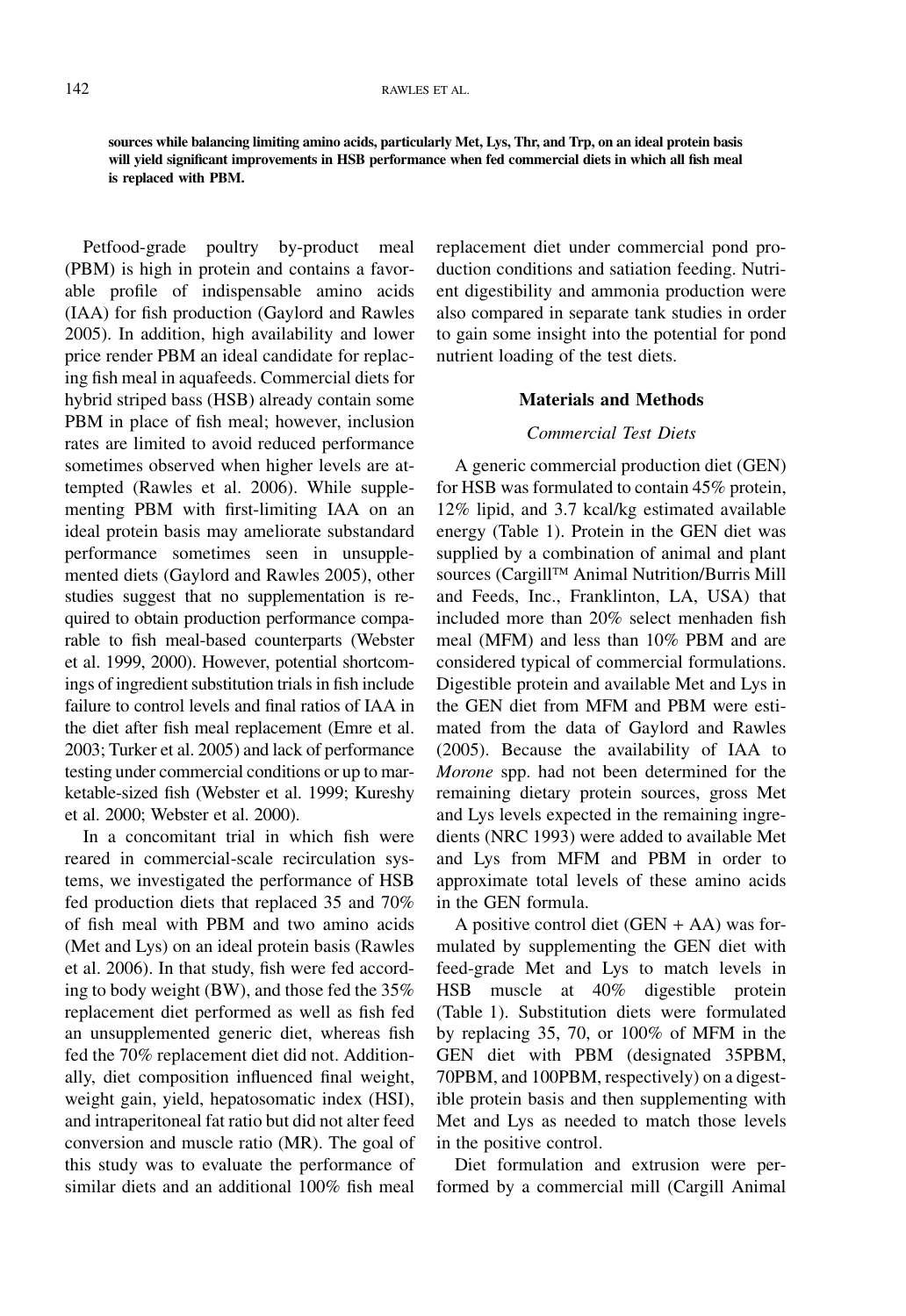**sources while balancing limiting amino acids, particularly Met, Lys, Thr, and Trp, on an ideal protein basis will yield significant improvements in HSB performance when fed commercial diets in which all fish meal is replaced with PBM.**

Petfood-grade poultry by-product meal (PBM) is high in protein and contains a favorable profile of indispensable amino acids (IAA) for fish production (Gaylord and Rawles 2005). In addition, high availability and lower price render PBM an ideal candidate for replacing fish meal in aquafeeds. Commercial diets for hybrid striped bass (HSB) already contain some PBM in place of fish meal; however, inclusion rates are limited to avoid reduced performance sometimes observed when higher levels are attempted (Rawles et al. 2006). While supplementing PBM with first-limiting IAA on an ideal protein basis may ameliorate substandard performance sometimes seen in unsupplemented diets (Gaylord and Rawles 2005), other studies suggest that no supplementation is required to obtain production performance comparable to fish meal-based counterparts (Webster et al. 1999, 2000). However, potential shortcomings of ingredient substitution trials in fish include failure to control levels and final ratios of IAA in the diet after fish meal replacement (Emre et al. 2003; Turker et al. 2005) and lack of performance testing under commercial conditions or up to marketable-sized fish (Webster et al. 1999; Kureshy et al. 2000; Webster et al. 2000).

In a concomitant trial in which fish were reared in commercial-scale recirculation systems, we investigated the performance of HSB fed production diets that replaced 35 and 70% of fish meal with PBM and two amino acids (Met and Lys) on an ideal protein basis (Rawles et al. 2006). In that study, fish were fed according to body weight (BW), and those fed the 35% replacement diet performed as well as fish fed an unsupplemented generic diet, whereas fish fed the 70% replacement diet did not. Additionally, diet composition influenced final weight, weight gain, yield, hepatosomatic index (HSI), and intraperitoneal fat ratio but did not alter feed conversion and muscle ratio (MR). The goal of this study was to evaluate the performance of similar diets and an additional 100% fish meal replacement diet under commercial pond production conditions and satiation feeding. Nutrient digestibility and ammonia production were also compared in separate tank studies in order to gain some insight into the potential for pond nutrient loading of the test diets.

## Materials and Methods

### *Commercial Test Diets*

A generic commercial production diet (GEN) for HSB was formulated to contain 45% protein, 12% lipid, and 3.7 kcal/kg estimated available energy (Table 1). Protein in the GEN diet was supplied by a combination of animal and plant sources (Cargill™ Animal Nutrition/Burris Mill and Feeds, Inc., Franklinton, LA, USA) that included more than 20% select menhaden fish meal (MFM) and less than 10% PBM and are considered typical of commercial formulations. Digestible protein and available Met and Lys in the GEN diet from MFM and PBM were estimated from the data of Gaylord and Rawles (2005). Because the availability of IAA to *Morone* spp. had not been determined for the remaining dietary protein sources, gross Met and Lys levels expected in the remaining ingredients (NRC 1993) were added to available Met and Lys from MFM and PBM in order to approximate total levels of these amino acids in the GEN formula.

A positive control diet (GEN + AA) was formulated by supplementing the GEN diet with feed-grade Met and Lys to match levels in HSB muscle at 40% digestible protein (Table 1). Substitution diets were formulated by replacing 35, 70, or 100% of MFM in the GEN diet with PBM (designated 35PBM, 70PBM, and 100PBM, respectively) on a digestible protein basis and then supplementing with Met and Lys as needed to match those levels in the positive control.

Diet formulation and extrusion were performed by a commercial mill (Cargill Animal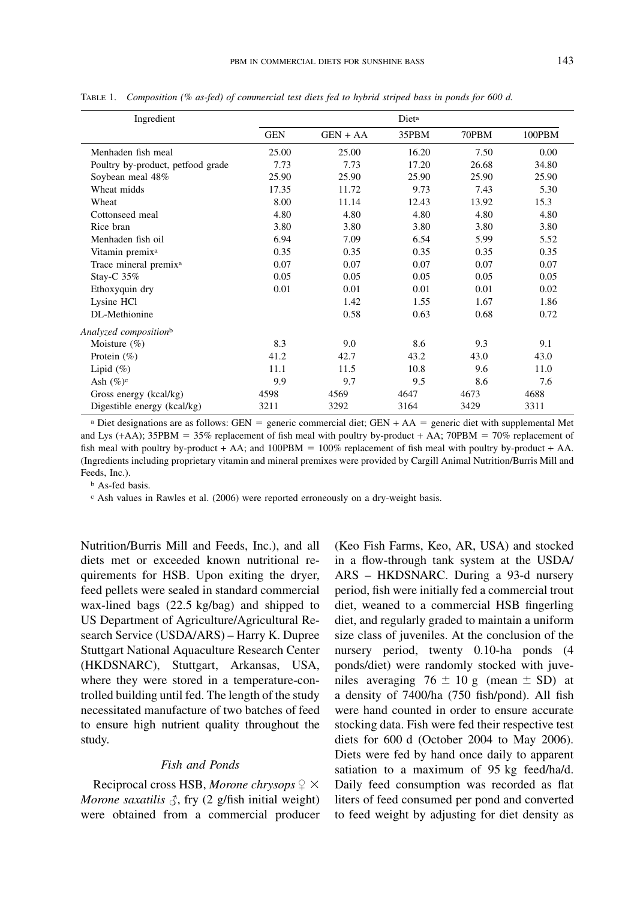TABLE 1. *Composition (% as-fed) of commercial test diets fed to hybrid striped bass in ponds for 600 d.*

| Ingredient | Diet[a] | | | | |
|---|---|---|---|---|---|
| | GEN | GEN + AA | 35PBM | 70PBM | 100PBM |
| Menhaden fish meal | 25.00 | 25.00 | 16.20 | 7.50 | 0.00 |
| Poultry by-product, petfood grade | 7.73 | 7.73 | 17.20 | 26.68 | 34.80 |
| Soybean meal 48% | 25.90 | 25.90 | 25.90 | 25.90 | 25.90 |
| Wheat midds | 17.35 | 11.72 | 9.73 | 7.43 | 5.30 |
| Wheat | 8.00 | 11.14 | 12.43 | 13.92 | 15.3 |
| Cottonseed meal | 4.80 | 4.80 | 4.80 | 4.80 | 4.80 |
| Rice bran | 3.80 | 3.80 | 3.80 | 3.80 | 3.80 |
| Menhaden fish oil | 6.94 | 7.09 | 6.54 | 5.99 | 5.52 |
| Vitamin premix[a] | 0.35 | 0.35 | 0.35 | 0.35 | 0.35 |
| Trace mineral premix[a] | 0.07 | 0.07 | 0.07 | 0.07 | 0.07 |
| Stay-C 35% | 0.05 | 0.05 | 0.05 | 0.05 | 0.05 |
| Ethoxyquin dry | 0.01 | 0.01 | 0.01 | 0.01 | 0.02 |
| Lysine HCl | | 1.42 | 1.55 | 1.67 | 1.86 |
| DL-Methionine | | 0.58 | 0.63 | 0.68 | 0.72 |
| *Analyzed composition*[b] | | | | | |
| Moisture (%) | 8.3 | 9.0 | 8.6 | 9.3 | 9.1 |
| Protein (%) | 41.2 | 42.7 | 43.2 | 43.0 | 43.0 |
| Lipid (%) | 11.1 | 11.5 | 10.8 | 9.6 | 11.0 |
| Ash (%)[c] | 9.9 | 9.7 | 9.5 | 8.6 | 7.6 |
| Gross energy (kcal/kg) | 4598 | 4569 | 4647 | 4673 | 4688 |
| Digestible energy (kcal/kg) | 3211 | 3292 | 3164 | 3429 | 3311 |

[a] Diet designations are as follows: GEN = generic commercial diet; GEN + AA = generic diet with supplemental Met and Lys (+AA); 35PBM = 35% replacement of fish meal with poultry by-product + AA; 70PBM = 70% replacement of fish meal with poultry by-product + AA; and 100PBM = 100% replacement of fish meal with poultry by-product + AA. (Ingredients including proprietary vitamin and mineral premixes were provided by Cargill Animal Nutrition/Burris Mill and Feeds, Inc.).

[b] As-fed basis.

[c] Ash values in Rawles et al. (2006) were reported erroneously on a dry-weight basis.

Nutrition/Burris Mill and Feeds, Inc.), and all diets met or exceeded known nutritional requirements for HSB. Upon exiting the dryer, feed pellets were sealed in standard commercial wax-lined bags (22.5 kg/bag) and shipped to US Department of Agriculture/Agricultural Research Service (USDA/ARS) – Harry K. Dupree Stuttgart National Aquaculture Research Center (HKDSNARC), Stuttgart, Arkansas, USA, where they were stored in a temperature-controlled building until fed. The length of the study necessitated manufacture of two batches of feed to ensure high nutrient quality throughout the study.

### Fish and Ponds

Reciprocal cross HSB, *Morone chrysops* ♀ × *Morone saxatilis* ♂, fry (2 g/fish initial weight) were obtained from a commercial producer (Keo Fish Farms, Keo, AR, USA) and stocked in a flow-through tank system at the USDA/ARS – HKDSNARC. During a 93-d nursery period, fish were initially fed a commercial trout diet, weaned to a commercial HSB fingerling diet, and regularly graded to maintain a uniform size class of juveniles. At the conclusion of the nursery period, twenty 0.10-ha ponds (4 ponds/diet) were randomly stocked with juveniles averaging 76 ± 10 g (mean ± SD) at a density of 7400/ha (750 fish/pond). All fish were hand counted in order to ensure accurate stocking data. Fish were fed their respective test diets for 600 d (October 2004 to May 2006). Diets were fed by hand once daily to apparent satiation to a maximum of 95 kg feed/ha/d. Daily feed consumption was recorded as flat liters of feed consumed per pond and converted to feed weight by adjusting for diet density as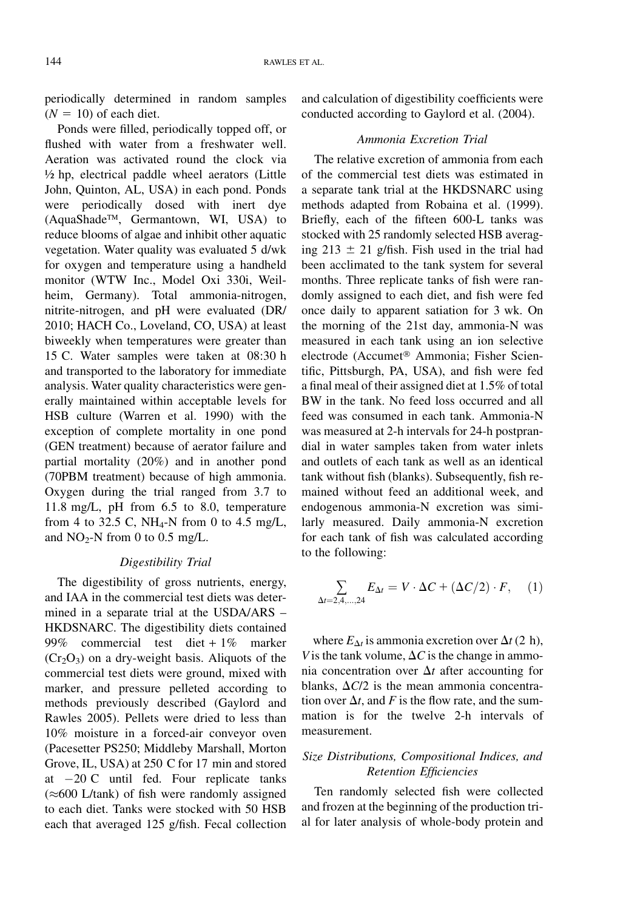periodically determined in random samples ($N = 10$) of each diet.

Ponds were filled, periodically topped off, or flushed with water from a freshwater well. Aeration was activated round the clock via ½ hp, electrical paddle wheel aerators (Little John, Quinton, AL, USA) in each pond. Ponds were periodically dosed with inert dye (AquaShade™, Germantown, WI, USA) to reduce blooms of algae and inhibit other aquatic vegetation. Water quality was evaluated 5 d/wk for oxygen and temperature using a handheld monitor (WTW Inc., Model Oxi 330i, Weilheim, Germany). Total ammonia-nitrogen, nitrite-nitrogen, and pH were evaluated (DR/2010; HACH Co., Loveland, CO, USA) at least biweekly when temperatures were greater than 15 C. Water samples were taken at 08:30 h and transported to the laboratory for immediate analysis. Water quality characteristics were generally maintained within acceptable levels for HSB culture (Warren et al. 1990) with the exception of complete mortality in one pond (GEN treatment) because of aerator failure and partial mortality (20%) and in another pond (70PBM treatment) because of high ammonia. Oxygen during the trial ranged from 3.7 to 11.8 mg/L, pH from 6.5 to 8.0, temperature from 4 to 32.5 C, $NH_4$-N from 0 to 4.5 mg/L, and $NO_2$-N from 0 to 0.5 mg/L.

### Digestibility Trial

The digestibility of gross nutrients, energy, and IAA in the commercial test diets was determined in a separate trial at the USDA/ARS – HKDSNARC. The digestibility diets contained 99% commercial test diet + 1% marker ($Cr_2O_3$) on a dry-weight basis. Aliquots of the commercial test diets were ground, mixed with marker, and pressure pelleted according to methods previously described (Gaylord and Rawles 2005). Pellets were dried to less than 10% moisture in a forced-air conveyor oven (Pacesetter PS250; Middleby Marshall, Morton Grove, IL, USA) at 250 C for 17 min and stored at −20 C until fed. Four replicate tanks (≈600 L/tank) of fish were randomly assigned to each diet. Tanks were stocked with 50 HSB each that averaged 125 g/fish. Fecal collection and calculation of digestibility coefficients were conducted according to Gaylord et al. (2004).

### Ammonia Excretion Trial

The relative excretion of ammonia from each of the commercial test diets was estimated in a separate tank trial at the HKDSNARC using methods adapted from Robaina et al. (1999). Briefly, each of the fifteen 600-L tanks was stocked with 25 randomly selected HSB averaging 213 ± 21 g/fish. Fish used in the trial had been acclimated to the tank system for several months. Three replicate tanks of fish were randomly assigned to each diet, and fish were fed once daily to apparent satiation for 3 wk. On the morning of the 21st day, ammonia-N was measured in each tank using an ion selective electrode (Accumet® Ammonia; Fisher Scientific, Pittsburgh, PA, USA), and fish were fed a final meal of their assigned diet at 1.5% of total BW in the tank. No feed loss occurred and all feed was consumed in each tank. Ammonia-N was measured at 2-h intervals for 24-h postprandial in water samples taken from water inlets and outlets of each tank as well as an identical tank without fish (blanks). Subsequently, fish remained without feed an additional week, and endogenous ammonia-N excretion was similarly measured. Daily ammonia-N excretion for each tank of fish was calculated according to the following:

$$\sum_{\Delta t=2,4,\ldots,24} E_{\Delta t} = V \cdot \Delta C + (\Delta C/2) \cdot F, \quad (1)$$

where $E_{\Delta t}$ is ammonia excretion over $\Delta t$ (2 h), $V$ is the tank volume, $\Delta C$ is the change in ammonia concentration over $\Delta t$ after accounting for blanks, $\Delta C/2$ is the mean ammonia concentration over $\Delta t$, and $F$ is the flow rate, and the summation is for the twelve 2-h intervals of measurement.

### Size Distributions, Compositional Indices, and Retention Efficiencies

Ten randomly selected fish were collected and frozen at the beginning of the production trial for later analysis of whole-body protein and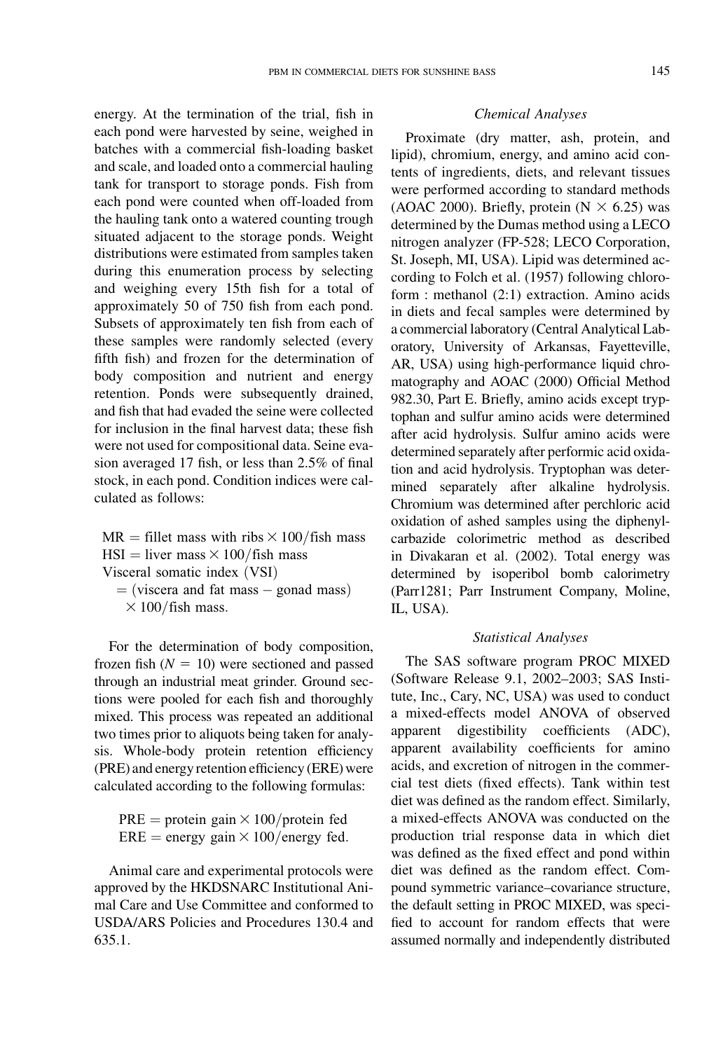energy. At the termination of the trial, fish in each pond were harvested by seine, weighed in batches with a commercial fish-loading basket and scale, and loaded onto a commercial hauling tank for transport to storage ponds. Fish from each pond were counted when off-loaded from the hauling tank onto a watered counting trough situated adjacent to the storage ponds. Weight distributions were estimated from samples taken during this enumeration process by selecting and weighing every 15th fish for a total of approximately 50 of 750 fish from each pond. Subsets of approximately ten fish from each of these samples were randomly selected (every fifth fish) and frozen for the determination of body composition and nutrient and energy retention. Ponds were subsequently drained, and fish that had evaded the seine were collected for inclusion in the final harvest data; these fish were not used for compositional data. Seine evasion averaged 17 fish, or less than 2.5% of final stock, in each pond. Condition indices were calculated as follows:

$$\text{MR} = \text{fillet mass with ribs} \times 100/\text{fish mass}$$
$$\text{HSI} = \text{liver mass} \times 100/\text{fish mass}$$
$$\text{Visceral somatic index (VSI)} = (\text{viscera and fat mass} - \text{gonad mass}) \times 100/\text{fish mass}.$$

For the determination of body composition, frozen fish ($N = 10$) were sectioned and passed through an industrial meat grinder. Ground sections were pooled for each fish and thoroughly mixed. This process was repeated an additional two times prior to aliquots being taken for analysis. Whole-body protein retention efficiency (PRE) and energy retention efficiency (ERE) were calculated according to the following formulas:

$$\text{PRE} = \text{protein gain} \times 100/\text{protein fed}$$
$$\text{ERE} = \text{energy gain} \times 100/\text{energy fed}.$$

Animal care and experimental protocols were approved by the HKDSNARC Institutional Animal Care and Use Committee and conformed to USDA/ARS Policies and Procedures 130.4 and 635.1.

### *Chemical Analyses*

Proximate (dry matter, ash, protein, and lipid), chromium, energy, and amino acid contents of ingredients, diets, and relevant tissues were performed according to standard methods (AOAC 2000). Briefly, protein ($\text{N} \times 6.25$) was determined by the Dumas method using a LECO nitrogen analyzer (FP-528; LECO Corporation, St. Joseph, MI, USA). Lipid was determined according to Folch et al. (1957) following chloroform : methanol (2:1) extraction. Amino acids in diets and fecal samples were determined by a commercial laboratory (Central Analytical Laboratory, University of Arkansas, Fayetteville, AR, USA) using high-performance liquid chromatography and AOAC (2000) Official Method 982.30, Part E. Briefly, amino acids except tryptophan and sulfur amino acids were determined after acid hydrolysis. Sulfur amino acids were determined separately after performic acid oxidation and acid hydrolysis. Tryptophan was determined separately after alkaline hydrolysis. Chromium was determined after perchloric acid oxidation of ashed samples using the diphenylcarbazide colorimetric method as described in Divakaran et al. (2002). Total energy was determined by isoperibol bomb calorimetry (Parr1281; Parr Instrument Company, Moline, IL, USA).

### *Statistical Analyses*

The SAS software program PROC MIXED (Software Release 9.1, 2002–2003; SAS Institute, Inc., Cary, NC, USA) was used to conduct a mixed-effects model ANOVA of observed apparent digestibility coefficients (ADC), apparent availability coefficients for amino acids, and excretion of nitrogen in the commercial test diets (fixed effects). Tank within test diet was defined as the random effect. Similarly, a mixed-effects ANOVA was conducted on the production trial response data in which diet was defined as the fixed effect and pond within diet was defined as the random effect. Compound symmetric variance–covariance structure, the default setting in PROC MIXED, was specified to account for random effects that were assumed normally and independently distributed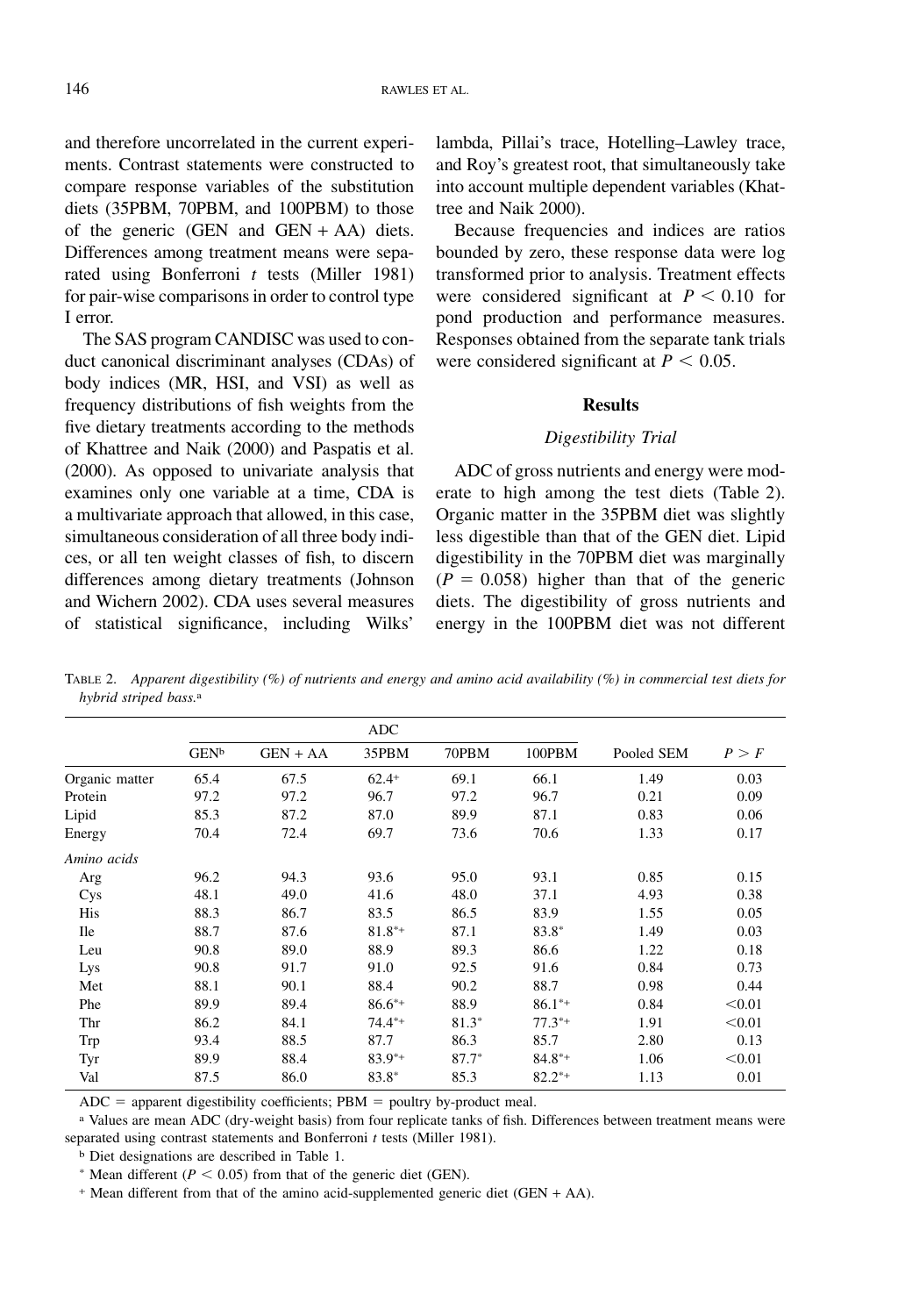and therefore uncorrelated in the current experiments. Contrast statements were constructed to compare response variables of the substitution diets (35PBM, 70PBM, and 100PBM) to those of the generic (GEN and GEN + AA) diets. Differences among treatment means were separated using Bonferroni *t* tests (Miller 1981) for pair-wise comparisons in order to control type I error.

The SAS program CANDISC was used to conduct canonical discriminant analyses (CDAs) of body indices (MR, HSI, and VSI) as well as frequency distributions of fish weights from the five dietary treatments according to the methods of Khattree and Naik (2000) and Paspatis et al. (2000). As opposed to univariate analysis that examines only one variable at a time, CDA is a multivariate approach that allowed, in this case, simultaneous consideration of all three body indices, or all ten weight classes of fish, to discern differences among dietary treatments (Johnson and Wichern 2002). CDA uses several measures of statistical significance, including Wilks' lambda, Pillai's trace, Hotelling–Lawley trace, and Roy's greatest root, that simultaneously take into account multiple dependent variables (Khattree and Naik 2000).

Because frequencies and indices are ratios bounded by zero, these response data were log transformed prior to analysis. Treatment effects were considered significant at $P < 0.10$ for pond production and performance measures. Responses obtained from the separate tank trials were considered significant at $P < 0.05$.

## Results

### *Digestibility Trial*

ADC of gross nutrients and energy were moderate to high among the test diets (Table 2). Organic matter in the 35PBM diet was slightly less digestible than that of the GEN diet. Lipid digestibility in the 70PBM diet was marginally ($P = 0.058$) higher than that of the generic diets. The digestibility of gross nutrients and energy in the 100PBM diet was not different

TABLE 2. *Apparent digestibility (%) of nutrients and energy and amino acid availability (%) in commercial test diets for hybrid striped bass.*[a]

| | ADC | | | | | | |
|---|---|---|---|---|---|---|---|
| | GEN[b] | GEN + AA | 35PBM | 70PBM | 100PBM | Pooled SEM | $P > F$ |
| Organic matter | 65.4 | 67.5 | 62.4[+] | 69.1 | 66.1 | 1.49 | 0.03 |
| Protein | 97.2 | 97.2 | 96.7 | 97.2 | 96.7 | 0.21 | 0.09 |
| Lipid | 85.3 | 87.2 | 87.0 | 89.9 | 87.1 | 0.83 | 0.06 |
| Energy | 70.4 | 72.4 | 69.7 | 73.6 | 70.6 | 1.33 | 0.17 |
| *Amino acids* | | | | | | | |
| Arg | 96.2 | 94.3 | 93.6 | 95.0 | 93.1 | 0.85 | 0.15 |
| Cys | 48.1 | 49.0 | 41.6 | 48.0 | 37.1 | 4.93 | 0.38 |
| His | 88.3 | 86.7 | 83.5 | 86.5 | 83.9 | 1.55 | 0.05 |
| Ile | 88.7 | 87.6 | 81.8[*+] | 87.1 | 83.8[*] | 1.49 | 0.03 |
| Leu | 90.8 | 89.0 | 88.9 | 89.3 | 86.6 | 1.22 | 0.18 |
| Lys | 90.8 | 91.7 | 91.0 | 92.5 | 91.6 | 0.84 | 0.73 |
| Met | 88.1 | 90.1 | 88.4 | 90.2 | 88.7 | 0.98 | 0.44 |
| Phe | 89.9 | 89.4 | 86.6[*+] | 88.9 | 86.1[*+] | 0.84 | <0.01 |
| Thr | 86.2 | 84.1 | 74.4[*+] | 81.3[*] | 77.3[*+] | 1.91 | <0.01 |
| Trp | 93.4 | 88.5 | 87.7 | 86.3 | 85.7 | 2.80 | 0.13 |
| Tyr | 89.9 | 88.4 | 83.9[*+] | 87.7[*] | 84.8[*+] | 1.06 | <0.01 |
| Val | 87.5 | 86.0 | 83.8[*] | 85.3 | 82.2[*+] | 1.13 | 0.01 |

ADC = apparent digestibility coefficients; PBM = poultry by-product meal.

[a] Values are mean ADC (dry-weight basis) from four replicate tanks of fish. Differences between treatment means were separated using contrast statements and Bonferroni *t* tests (Miller 1981).

[b] Diet designations are described in Table 1.

[*] Mean different ($P < 0.05$) from that of the generic diet (GEN).

[+] Mean different from that of the amino acid-supplemented generic diet (GEN + AA).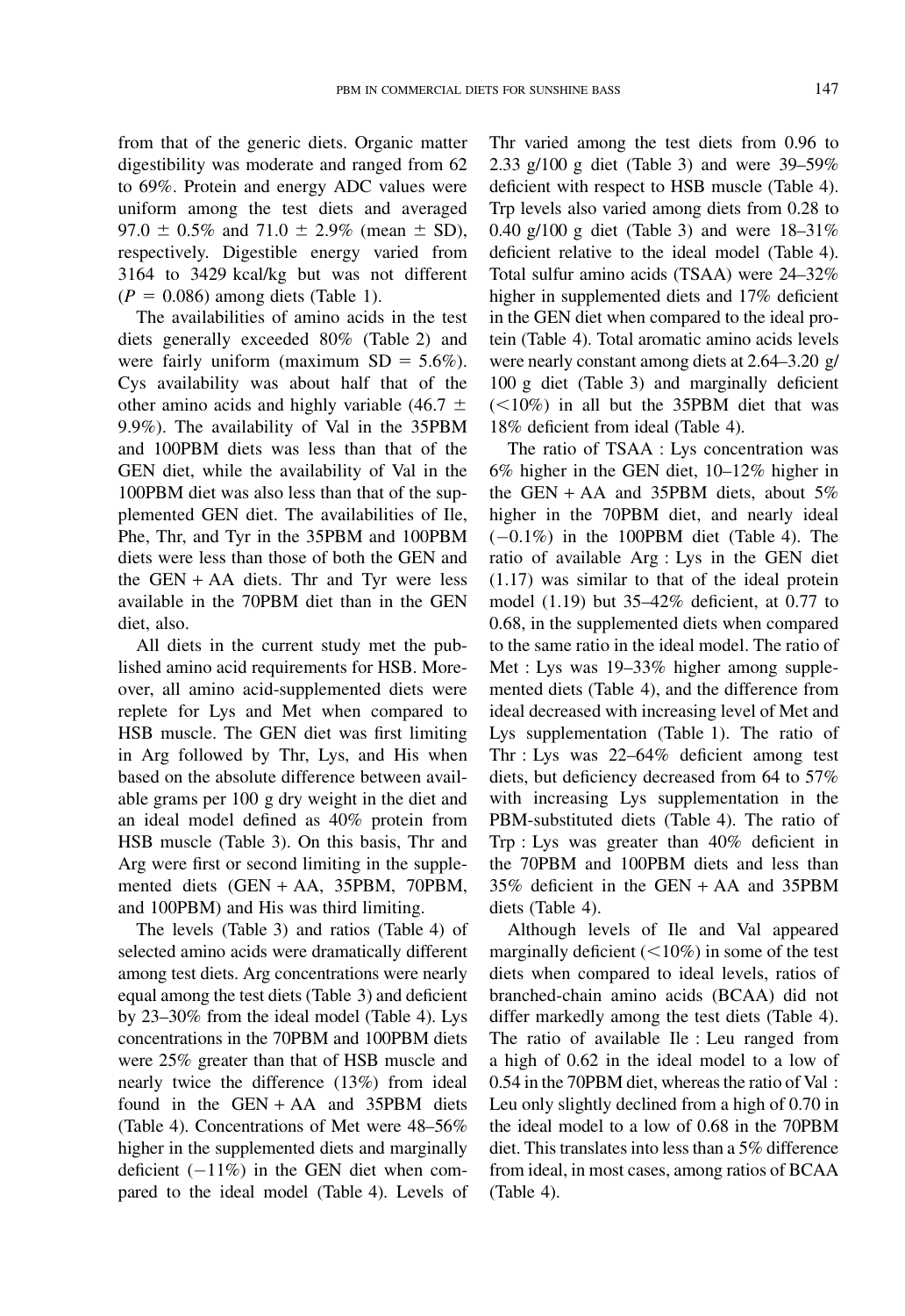from that of the generic diets. Organic matter digestibility was moderate and ranged from 62 to 69%. Protein and energy ADC values were uniform among the test diets and averaged 97.0 ± 0.5% and 71.0 ± 2.9% (mean ± SD), respectively. Digestible energy varied from 3164 to 3429 kcal/kg but was not different ($P = 0.086$) among diets (Table 1).

The availabilities of amino acids in the test diets generally exceeded 80% (Table 2) and were fairly uniform (maximum SD = 5.6%). Cys availability was about half that of the other amino acids and highly variable (46.7 ± 9.9%). The availability of Val in the 35PBM and 100PBM diets was less than that of the GEN diet, while the availability of Val in the 100PBM diet was also less than that of the supplemented GEN diet. The availabilities of Ile, Phe, Thr, and Tyr in the 35PBM and 100PBM diets were less than those of both the GEN and the GEN + AA diets. Thr and Tyr were less available in the 70PBM diet than in the GEN diet, also.

All diets in the current study met the published amino acid requirements for HSB. Moreover, all amino acid-supplemented diets were replete for Lys and Met when compared to HSB muscle. The GEN diet was first limiting in Arg followed by Thr, Lys, and His when based on the absolute difference between available grams per 100 g dry weight in the diet and an ideal model defined as 40% protein from HSB muscle (Table 3). On this basis, Thr and Arg were first or second limiting in the supplemented diets (GEN + AA, 35PBM, 70PBM, and 100PBM) and His was third limiting.

The levels (Table 3) and ratios (Table 4) of selected amino acids were dramatically different among test diets. Arg concentrations were nearly equal among the test diets (Table 3) and deficient by 23–30% from the ideal model (Table 4). Lys concentrations in the 70PBM and 100PBM diets were 25% greater than that of HSB muscle and nearly twice the difference (13%) from ideal found in the GEN + AA and 35PBM diets (Table 4). Concentrations of Met were 48–56% higher in the supplemented diets and marginally deficient (−11%) in the GEN diet when compared to the ideal model (Table 4). Levels of Thr varied among the test diets from 0.96 to 2.33 g/100 g diet (Table 3) and were 39–59% deficient with respect to HSB muscle (Table 4). Trp levels also varied among diets from 0.28 to 0.40 g/100 g diet (Table 3) and were 18–31% deficient relative to the ideal model (Table 4). Total sulfur amino acids (TSAA) were 24–32% higher in supplemented diets and 17% deficient in the GEN diet when compared to the ideal protein (Table 4). Total aromatic amino acids levels were nearly constant among diets at 2.64–3.20 g/100 g diet (Table 3) and marginally deficient (<10%) in all but the 35PBM diet that was 18% deficient from ideal (Table 4).

The ratio of TSAA : Lys concentration was 6% higher in the GEN diet, 10–12% higher in the GEN + AA and 35PBM diets, about 5% higher in the 70PBM diet, and nearly ideal (−0.1%) in the 100PBM diet (Table 4). The ratio of available Arg : Lys in the GEN diet (1.17) was similar to that of the ideal protein model (1.19) but 35–42% deficient, at 0.77 to 0.68, in the supplemented diets when compared to the same ratio in the ideal model. The ratio of Met : Lys was 19–33% higher among supplemented diets (Table 4), and the difference from ideal decreased with increasing level of Met and Lys supplementation (Table 1). The ratio of Thr : Lys was 22–64% deficient among test diets, but deficiency decreased from 64 to 57% with increasing Lys supplementation in the PBM-substituted diets (Table 4). The ratio of Trp : Lys was greater than 40% deficient in the 70PBM and 100PBM diets and less than 35% deficient in the GEN + AA and 35PBM diets (Table 4).

Although levels of Ile and Val appeared marginally deficient (<10%) in some of the test diets when compared to ideal levels, ratios of branched-chain amino acids (BCAA) did not differ markedly among the test diets (Table 4). The ratio of available Ile : Leu ranged from a high of 0.62 in the ideal model to a low of 0.54 in the 70PBM diet, whereas the ratio of Val : Leu only slightly declined from a high of 0.70 in the ideal model to a low of 0.68 in the 70PBM diet. This translates into less than a 5% difference from ideal, in most cases, among ratios of BCAA (Table 4).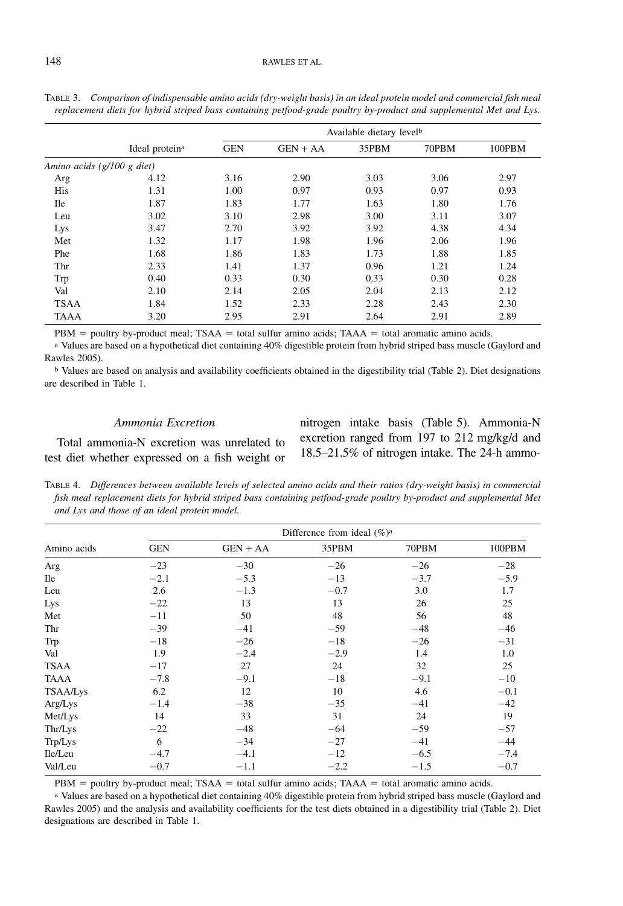TABLE 3. *Comparison of indispensable amino acids (dry-weight basis) in an ideal protein model and commercial fish meal replacement diets for hybrid striped bass containing petfood-grade poultry by-product and supplemental Met and Lys.*

| | | Available dietary level[b] | | | | |
|---|---|---|---|---|---|---|
| | Ideal protein[a] | GEN | GEN + AA | 35PBM | 70PBM | 100PBM |
| *Amino acids (g/100 g diet)* | | | | | | |
| Arg | 4.12 | 3.16 | 2.90 | 3.03 | 3.06 | 2.97 |
| His | 1.31 | 1.00 | 0.97 | 0.93 | 0.97 | 0.93 |
| Ile | 1.87 | 1.83 | 1.77 | 1.63 | 1.80 | 1.76 |
| Leu | 3.02 | 3.10 | 2.98 | 3.00 | 3.11 | 3.07 |
| Lys | 3.47 | 2.70 | 3.92 | 3.92 | 4.38 | 4.34 |
| Met | 1.32 | 1.17 | 1.98 | 1.96 | 2.06 | 1.96 |
| Phe | 1.68 | 1.86 | 1.83 | 1.73 | 1.88 | 1.85 |
| Thr | 2.33 | 1.41 | 1.37 | 0.96 | 1.21 | 1.24 |
| Trp | 0.40 | 0.33 | 0.30 | 0.33 | 0.30 | 0.28 |
| Val | 2.10 | 2.14 | 2.05 | 2.04 | 2.13 | 2.12 |
| TSAA | 1.84 | 1.52 | 2.33 | 2.28 | 2.43 | 2.30 |
| TAAA | 3.20 | 2.95 | 2.91 | 2.64 | 2.91 | 2.89 |

PBM = poultry by-product meal; TSAA = total sulfur amino acids; TAAA = total aromatic amino acids.

[a] Values are based on a hypothetical diet containing 40% digestible protein from hybrid striped bass muscle (Gaylord and Rawles 2005).

[b] Values are based on analysis and availability coefficients obtained in the digestibility trial (Table 2). Diet designations are described in Table 1.

### *Ammonia Excretion*

Total ammonia-N excretion was unrelated to test diet whether expressed on a fish weight or nitrogen intake basis (Table 5). Ammonia-N excretion ranged from 197 to 212 mg/kg/d and 18.5–21.5% of nitrogen intake. The 24-h ammo-

TABLE 4. *Differences between available levels of selected amino acids and their ratios (dry-weight basis) in commercial fish meal replacement diets for hybrid striped bass containing petfood-grade poultry by-product and supplemental Met and Lys and those of an ideal protein model.*

| | Difference from ideal (%)[a] | | | | |
|---|---|---|---|---|---|
| Amino acids | GEN | GEN + AA | 35PBM | 70PBM | 100PBM |
| Arg | −23 | −30 | −26 | −26 | −28 |
| Ile | −2.1 | −5.3 | −13 | −3.7 | −5.9 |
| Leu | 2.6 | −1.3 | −0.7 | 3.0 | 1.7 |
| Lys | −22 | 13 | 13 | 26 | 25 |
| Met | −11 | 50 | 48 | 56 | 48 |
| Thr | −39 | −41 | −59 | −48 | −46 |
| Trp | −18 | −26 | −18 | −26 | −31 |
| Val | 1.9 | −2.4 | −2.9 | 1.4 | 1.0 |
| TSAA | −17 | 27 | 24 | 32 | 25 |
| TAAA | −7.8 | −9.1 | −18 | −9.1 | −10 |
| TSAA/Lys | 6.2 | 12 | 10 | 4.6 | −0.1 |
| Arg/Lys | −1.4 | −38 | −35 | −41 | −42 |
| Met/Lys | 14 | 33 | 31 | 24 | 19 |
| Thr/Lys | −22 | −48 | −64 | −59 | −57 |
| Trp/Lys | 6 | −34 | −27 | −41 | −44 |
| Ile/Leu | −4.7 | −4.1 | −12 | −6.5 | −7.4 |
| Val/Leu | −0.7 | −1.1 | −2.2 | −1.5 | −0.7 |

PBM = poultry by-product meal; TSAA = total sulfur amino acids; TAAA = total aromatic amino acids.

[a] Values are based on a hypothetical diet containing 40% digestible protein from hybrid striped bass muscle (Gaylord and Rawles 2005) and the analysis and availability coefficients for the test diets obtained in a digestibility trial (Table 2). Diet designations are described in Table 1.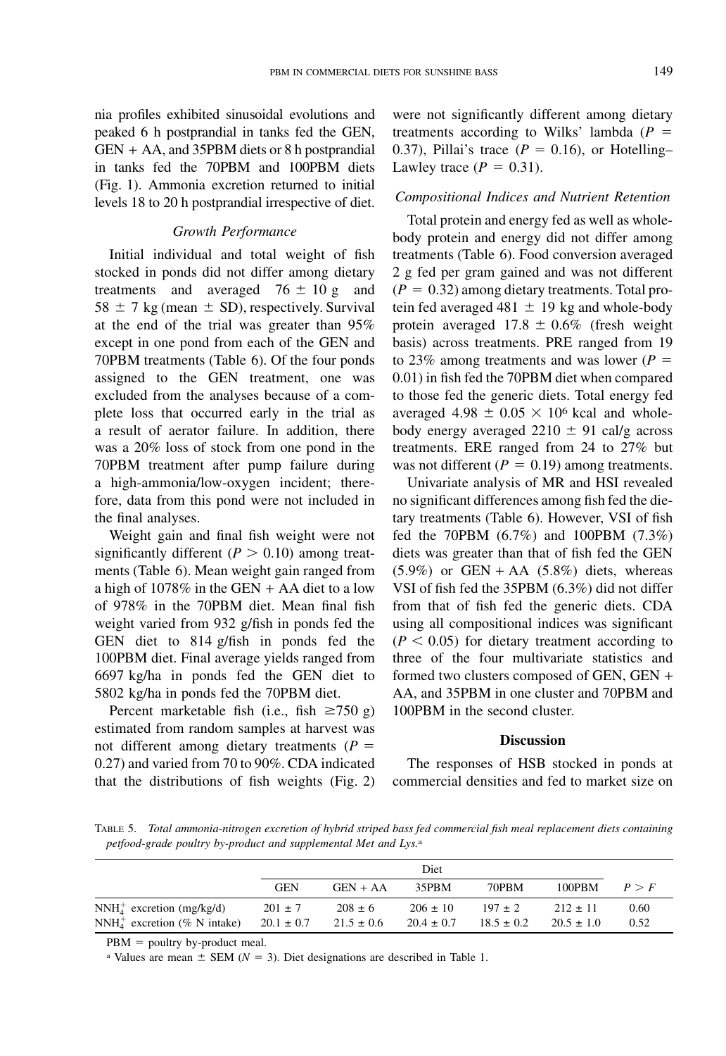nia profiles exhibited sinusoidal evolutions and peaked 6 h postprandial in tanks fed the GEN, GEN + AA, and 35PBM diets or 8 h postprandial in tanks fed the 70PBM and 100PBM diets (Fig. 1). Ammonia excretion returned to initial levels 18 to 20 h postprandial irrespective of diet.

### *Growth Performance*

Initial individual and total weight of fish stocked in ponds did not differ among dietary treatments and averaged 76 ± 10 g and 58 ± 7 kg (mean ± SD), respectively. Survival at the end of the trial was greater than 95% except in one pond from each of the GEN and 70PBM treatments (Table 6). Of the four ponds assigned to the GEN treatment, one was excluded from the analyses because of a complete loss that occurred early in the trial as a result of aerator failure. In addition, there was a 20% loss of stock from one pond in the 70PBM treatment after pump failure during a high-ammonia/low-oxygen incident; therefore, data from this pond were not included in the final analyses.

Weight gain and final fish weight were not significantly different ($P > 0.10$) among treatments (Table 6). Mean weight gain ranged from a high of 1078% in the GEN + AA diet to a low of 978% in the 70PBM diet. Mean final fish weight varied from 932 g/fish in ponds fed the GEN diet to 814 g/fish in ponds fed the 100PBM diet. Final average yields ranged from 6697 kg/ha in ponds fed the GEN diet to 5802 kg/ha in ponds fed the 70PBM diet.

Percent marketable fish (i.e., fish ≥750 g) estimated from random samples at harvest was not different among dietary treatments ($P = 0.27$) and varied from 70 to 90%. CDA indicated that the distributions of fish weights (Fig. 2) were not significantly different among dietary treatments according to Wilks' lambda ($P = 0.37$), Pillai's trace ($P = 0.16$), or Hotelling–Lawley trace ($P = 0.31$).

### *Compositional Indices and Nutrient Retention*

Total protein and energy fed as well as whole-body protein and energy did not differ among treatments (Table 6). Food conversion averaged 2 g fed per gram gained and was not different ($P = 0.32$) among dietary treatments. Total protein fed averaged 481 ± 19 kg and whole-body protein averaged 17.8 ± 0.6% (fresh weight basis) across treatments. PRE ranged from 19 to 23% among treatments and was lower ($P = 0.01$) in fish fed the 70PBM diet when compared to those fed the generic diets. Total energy fed averaged $4.98 \pm 0.05 \times 10^6$ kcal and whole-body energy averaged 2210 ± 91 cal/g across treatments. ERE ranged from 24 to 27% but was not different ($P = 0.19$) among treatments.

Univariate analysis of MR and HSI revealed no significant differences among fish fed the dietary treatments (Table 6). However, VSI of fish fed the 70PBM (6.7%) and 100PBM (7.3%) diets was greater than that of fish fed the GEN (5.9%) or GEN + AA (5.8%) diets, whereas VSI of fish fed the 35PBM (6.3%) did not differ from that of fish fed the generic diets. CDA using all compositional indices was significant ($P < 0.05$) for dietary treatment according to three of the four multivariate statistics and formed two clusters composed of GEN, GEN + AA, and 35PBM in one cluster and 70PBM and 100PBM in the second cluster.

## Discussion

The responses of HSB stocked in ponds at commercial densities and fed to market size on

TABLE 5. *Total ammonia-nitrogen excretion of hybrid striped bass fed commercial fish meal replacement diets containing petfood-grade poultry by-product and supplemental Met and Lys.*[a]

| | Diet | | | | | |
|---|---|---|---|---|---|---|
| | GEN | GEN + AA | 35PBM | 70PBM | 100PBM | $P > F$ |
| $NNH_4^+$ excretion (mg/kg/d) | 201 ± 7 | 208 ± 6 | 206 ± 10 | 197 ± 2 | 212 ± 11 | 0.60 |
| $NNH_4^+$ excretion (% N intake) | 20.1 ± 0.7 | 21.5 ± 0.6 | 20.4 ± 0.7 | 18.5 ± 0.2 | 20.5 ± 1.0 | 0.52 |

PBM = poultry by-product meal.

[a] Values are mean ± SEM ($N = 3$). Diet designations are described in Table 1.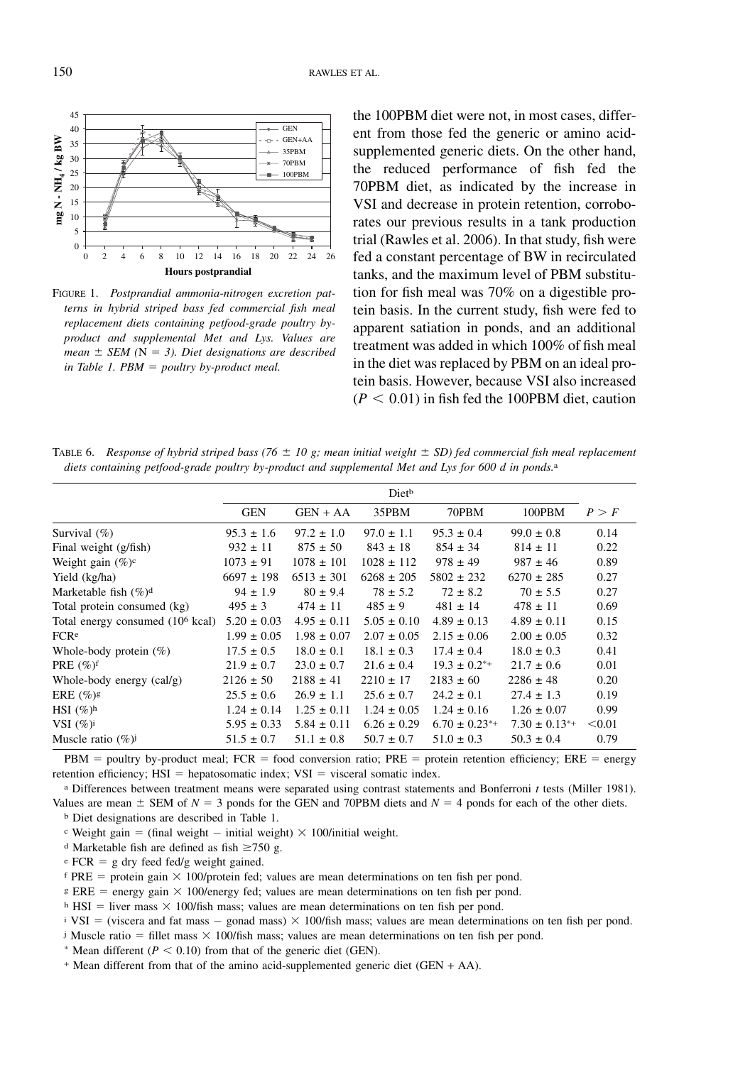FIGURE 1. *Postprandial ammonia-nitrogen excretion patterns in hybrid striped bass fed commercial fish meal replacement diets containing petfood-grade poultry by-product and supplemental Met and Lys. Values are mean ± SEM (N = 3). Diet designations are described in Table 1. PBM = poultry by-product meal.*

the 100PBM diet were not, in most cases, different from those fed the generic or amino acid-supplemented generic diets. On the other hand, the reduced performance of fish fed the 70PBM diet, as indicated by the increase in VSI and decrease in protein retention, corroborates our previous results in a tank production trial (Rawles et al. 2006). In that study, fish were fed a constant percentage of BW in recirculated tanks, and the maximum level of PBM substitution for fish meal was 70% on a digestible protein basis. In the current study, fish were fed to apparent satiation in ponds, and an additional treatment was added in which 100% of fish meal in the diet was replaced by PBM on an ideal protein basis. However, because VSI also increased ($P < 0.01$) in fish fed the 100PBM diet, caution

TABLE 6. *Response of hybrid striped bass (76 ± 10 g; mean initial weight ± SD) fed commercial fish meal replacement diets containing petfood-grade poultry by-product and supplemental Met and Lys for 600 d in ponds.*[a]

| | Diet[b] | | | | | |
|---|---|---|---|---|---|---|
| | GEN | GEN + AA | 35PBM | 70PBM | 100PBM | $P > F$ |
| Survival (%) | 95.3 ± 1.6 | 97.2 ± 1.0 | 97.0 ± 1.1 | 95.3 ± 0.4 | 99.0 ± 0.8 | 0.14 |
| Final weight (g/fish) | 932 ± 11 | 875 ± 50 | 843 ± 18 | 854 ± 34 | 814 ± 11 | 0.22 |
| Weight gain (%)[c] | 1073 ± 91 | 1078 ± 101 | 1028 ± 112 | 978 ± 49 | 987 ± 46 | 0.89 |
| Yield (kg/ha) | 6697 ± 198 | 6513 ± 301 | 6268 ± 205 | 5802 ± 232 | 6270 ± 285 | 0.27 |
| Marketable fish (%)[d] | 94 ± 1.9 | 80 ± 9.4 | 78 ± 5.2 | 72 ± 8.2 | 70 ± 5.5 | 0.27 |
| Total protein consumed (kg) | 495 ± 3 | 474 ± 11 | 485 ± 9 | 481 ± 14 | 478 ± 11 | 0.69 |
| Total energy consumed ($10^6$ kcal) | 5.20 ± 0.03 | 4.95 ± 0.11 | 5.05 ± 0.10 | 4.89 ± 0.13 | 4.89 ± 0.11 | 0.15 |
| FCR[e] | 1.99 ± 0.05 | 1.98 ± 0.07 | 2.07 ± 0.05 | 2.15 ± 0.06 | 2.00 ± 0.05 | 0.32 |
| Whole-body protein (%) | 17.5 ± 0.5 | 18.0 ± 0.1 | 18.1 ± 0.3 | 17.4 ± 0.4 | 18.0 ± 0.3 | 0.41 |
| PRE (%)[f] | 21.9 ± 0.7 | 23.0 ± 0.7 | 21.6 ± 0.4 | 19.3 ± 0.2*+ | 21.7 ± 0.6 | 0.01 |
| Whole-body energy (cal/g) | 2126 ± 50 | 2188 ± 41 | 2210 ± 17 | 2183 ± 60 | 2286 ± 48 | 0.20 |
| ERE (%)[g] | 25.5 ± 0.6 | 26.9 ± 1.1 | 25.6 ± 0.7 | 24.2 ± 0.1 | 27.4 ± 1.3 | 0.19 |
| HSI (%)[h] | 1.24 ± 0.14 | 1.25 ± 0.11 | 1.24 ± 0.05 | 1.24 ± 0.16 | 1.26 ± 0.07 | 0.99 |
| VSI (%)[i] | 5.95 ± 0.33 | 5.84 ± 0.11 | 6.26 ± 0.29 | 6.70 ± 0.23*+ | 7.30 ± 0.13*+ | <0.01 |
| Muscle ratio (%)[j] | 51.5 ± 0.7 | 51.1 ± 0.8 | 50.7 ± 0.7 | 51.0 ± 0.3 | 50.3 ± 0.4 | 0.79 |

PBM = poultry by-product meal; FCR = food conversion ratio; PRE = protein retention efficiency; ERE = energy retention efficiency; HSI = hepatosomatic index; VSI = visceral somatic index.

[a] Differences between treatment means were separated using contrast statements and Bonferroni *t* tests (Miller 1981). Values are mean ± SEM of $N = 3$ ponds for the GEN and 70PBM diets and $N = 4$ ponds for each of the other diets.

[b] Diet designations are described in Table 1.

[c] Weight gain = (final weight − initial weight) × 100/initial weight.

[d] Marketable fish are defined as fish ≥750 g.

[e] FCR = g dry feed fed/g weight gained.

[f] PRE = protein gain × 100/protein fed; values are mean determinations on ten fish per pond.

[g] ERE = energy gain × 100/energy fed; values are mean determinations on ten fish per pond.

[h] HSI = liver mass × 100/fish mass; values are mean determinations on ten fish per pond.

[i] VSI = (viscera and fat mass − gonad mass) × 100/fish mass; values are mean determinations on ten fish per pond.

[j] Muscle ratio = fillet mass × 100/fish mass; values are mean determinations on ten fish per pond.

* Mean different ($P < 0.10$) from that of the generic diet (GEN).

+ Mean different from that of the amino acid-supplemented generic diet (GEN + AA).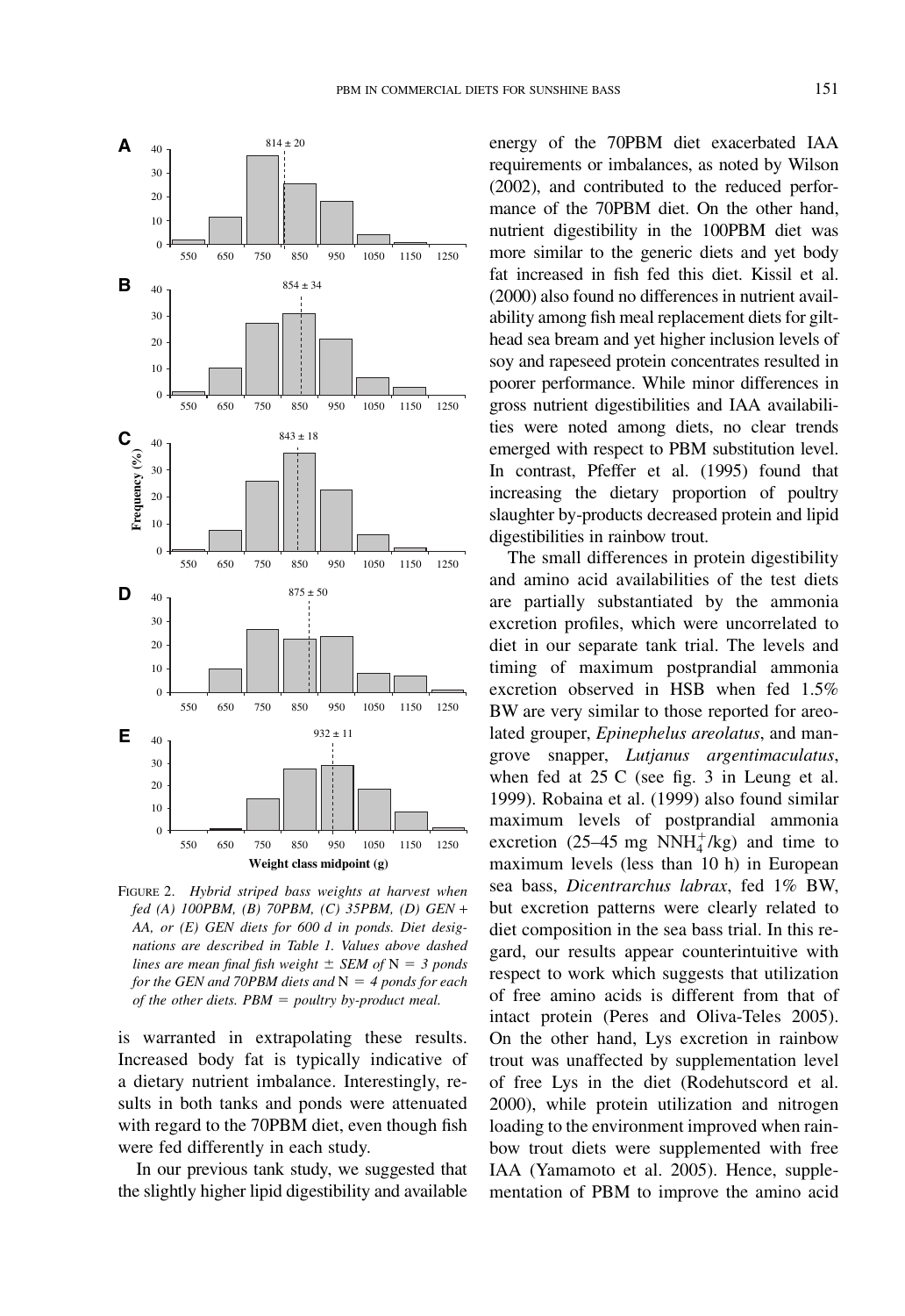FIGURE 2. *Hybrid striped bass weights at harvest when fed (A) 100PBM, (B) 70PBM, (C) 35PBM, (D) GEN + AA, or (E) GEN diets for 600 d in ponds. Diet designations are described in Table 1. Values above dashed lines are mean final fish weight ± SEM of N = 3 ponds for the GEN and 70PBM diets and N = 4 ponds for each of the other diets. PBM = poultry by-product meal.*

is warranted in extrapolating these results. Increased body fat is typically indicative of a dietary nutrient imbalance. Interestingly, results in both tanks and ponds were attenuated with regard to the 70PBM diet, even though fish were fed differently in each study.

In our previous tank study, we suggested that the slightly higher lipid digestibility and available energy of the 70PBM diet exacerbated IAA requirements or imbalances, as noted by Wilson (2002), and contributed to the reduced performance of the 70PBM diet. On the other hand, nutrient digestibility in the 100PBM diet was more similar to the generic diets and yet body fat increased in fish fed this diet. Kissil et al. (2000) also found no differences in nutrient availability among fish meal replacement diets for gilthead sea bream and yet higher inclusion levels of soy and rapeseed protein concentrates resulted in poorer performance. While minor differences in gross nutrient digestibilities and IAA availabilities were noted among diets, no clear trends emerged with respect to PBM substitution level. In contrast, Pfeffer et al. (1995) found that increasing the dietary proportion of poultry slaughter by-products decreased protein and lipid digestibilities in rainbow trout.

The small differences in protein digestibility and amino acid availabilities of the test diets are partially substantiated by the ammonia excretion profiles, which were uncorrelated to diet in our separate tank trial. The levels and timing of maximum postprandial ammonia excretion observed in HSB when fed 1.5% BW are very similar to those reported for areolated grouper, *Epinephelus areolatus*, and mangrove snapper, *Lutjanus argentimaculatus*, when fed at 25 C (see fig. 3 in Leung et al. 1999). Robaina et al. (1999) also found similar maximum levels of postprandial ammonia excretion (25–45 mg $NNH_4^+$/kg) and time to maximum levels (less than 10 h) in European sea bass, *Dicentrarchus labrax*, fed 1% BW, but excretion patterns were clearly related to diet composition in the sea bass trial. In this regard, our results appear counterintuitive with respect to work which suggests that utilization of free amino acids is different from that of intact protein (Peres and Oliva-Teles 2005). On the other hand, Lys excretion in rainbow trout was unaffected by supplementation level of free Lys in the diet (Rodehutscord et al. 2000), while protein utilization and nitrogen loading to the environment improved when rainbow trout diets were supplemented with free IAA (Yamamoto et al. 2005). Hence, supplementation of PBM to improve the amino acid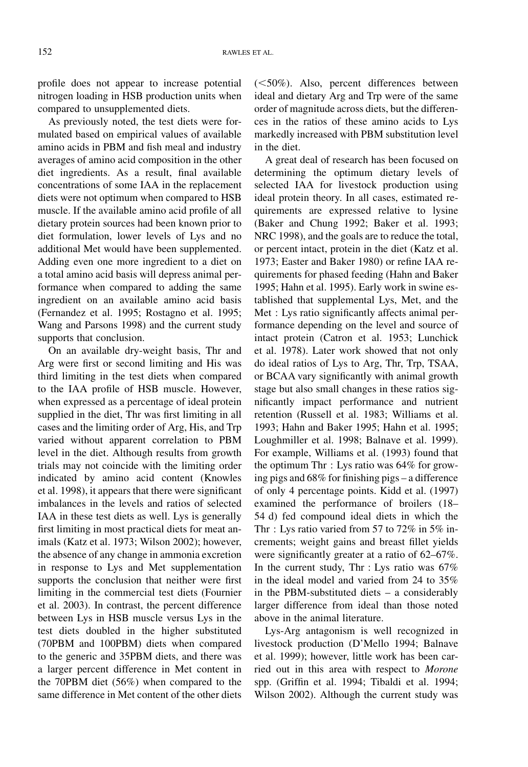profile does not appear to increase potential nitrogen loading in HSB production units when compared to unsupplemented diets.

As previously noted, the test diets were formulated based on empirical values of available amino acids in PBM and fish meal and industry averages of amino acid composition in the other diet ingredients. As a result, final available concentrations of some IAA in the replacement diets were not optimum when compared to HSB muscle. If the available amino acid profile of all dietary protein sources had been known prior to diet formulation, lower levels of Lys and no additional Met would have been supplemented. Adding even one more ingredient to a diet on a total amino acid basis will depress animal performance when compared to adding the same ingredient on an available amino acid basis (Fernandez et al. 1995; Rostagno et al. 1995; Wang and Parsons 1998) and the current study supports that conclusion.

On an available dry-weight basis, Thr and Arg were first or second limiting and His was third limiting in the test diets when compared to the IAA profile of HSB muscle. However, when expressed as a percentage of ideal protein supplied in the diet, Thr was first limiting in all cases and the limiting order of Arg, His, and Trp varied without apparent correlation to PBM level in the diet. Although results from growth trials may not coincide with the limiting order indicated by amino acid content (Knowles et al. 1998), it appears that there were significant imbalances in the levels and ratios of selected IAA in these test diets as well. Lys is generally first limiting in most practical diets for meat animals (Katz et al. 1973; Wilson 2002); however, the absence of any change in ammonia excretion in response to Lys and Met supplementation supports the conclusion that neither were first limiting in the commercial test diets (Fournier et al. 2003). In contrast, the percent difference between Lys in HSB muscle versus Lys in the test diets doubled in the higher substituted (70PBM and 100PBM) diets when compared to the generic and 35PBM diets, and there was a larger percent difference in Met content in the 70PBM diet (56%) when compared to the same difference in Met content of the other diets (<50%). Also, percent differences between ideal and dietary Arg and Trp were of the same order of magnitude across diets, but the differences in the ratios of these amino acids to Lys markedly increased with PBM substitution level in the diet.

A great deal of research has been focused on determining the optimum dietary levels of selected IAA for livestock production using ideal protein theory. In all cases, estimated requirements are expressed relative to lysine (Baker and Chung 1992; Baker et al. 1993; NRC 1998), and the goals are to reduce the total, or percent intact, protein in the diet (Katz et al. 1973; Easter and Baker 1980) or refine IAA requirements for phased feeding (Hahn and Baker 1995; Hahn et al. 1995). Early work in swine established that supplemental Lys, Met, and the Met : Lys ratio significantly affects animal performance depending on the level and source of intact protein (Catron et al. 1953; Lunchick et al. 1978). Later work showed that not only do ideal ratios of Lys to Arg, Thr, Trp, TSAA, or BCAA vary significantly with animal growth stage but also small changes in these ratios significantly impact performance and nutrient retention (Russell et al. 1983; Williams et al. 1993; Hahn and Baker 1995; Hahn et al. 1995; Loughmiller et al. 1998; Balnave et al. 1999). For example, Williams et al. (1993) found that the optimum Thr : Lys ratio was 64% for growing pigs and 68% for finishing pigs – a difference of only 4 percentage points. Kidd et al. (1997) examined the performance of broilers (18–54 d) fed compound ideal diets in which the Thr : Lys ratio varied from 57 to 72% in 5% increments; weight gains and breast fillet yields were significantly greater at a ratio of 62–67%. In the current study, Thr : Lys ratio was 67% in the ideal model and varied from 24 to 35% in the PBM-substituted diets – a considerably larger difference from ideal than those noted above in the animal literature.

Lys-Arg antagonism is well recognized in livestock production (D'Mello 1994; Balnave et al. 1999); however, little work has been carried out in this area with respect to *Morone* spp. (Griffin et al. 1994; Tibaldi et al. 1994; Wilson 2002). Although the current study was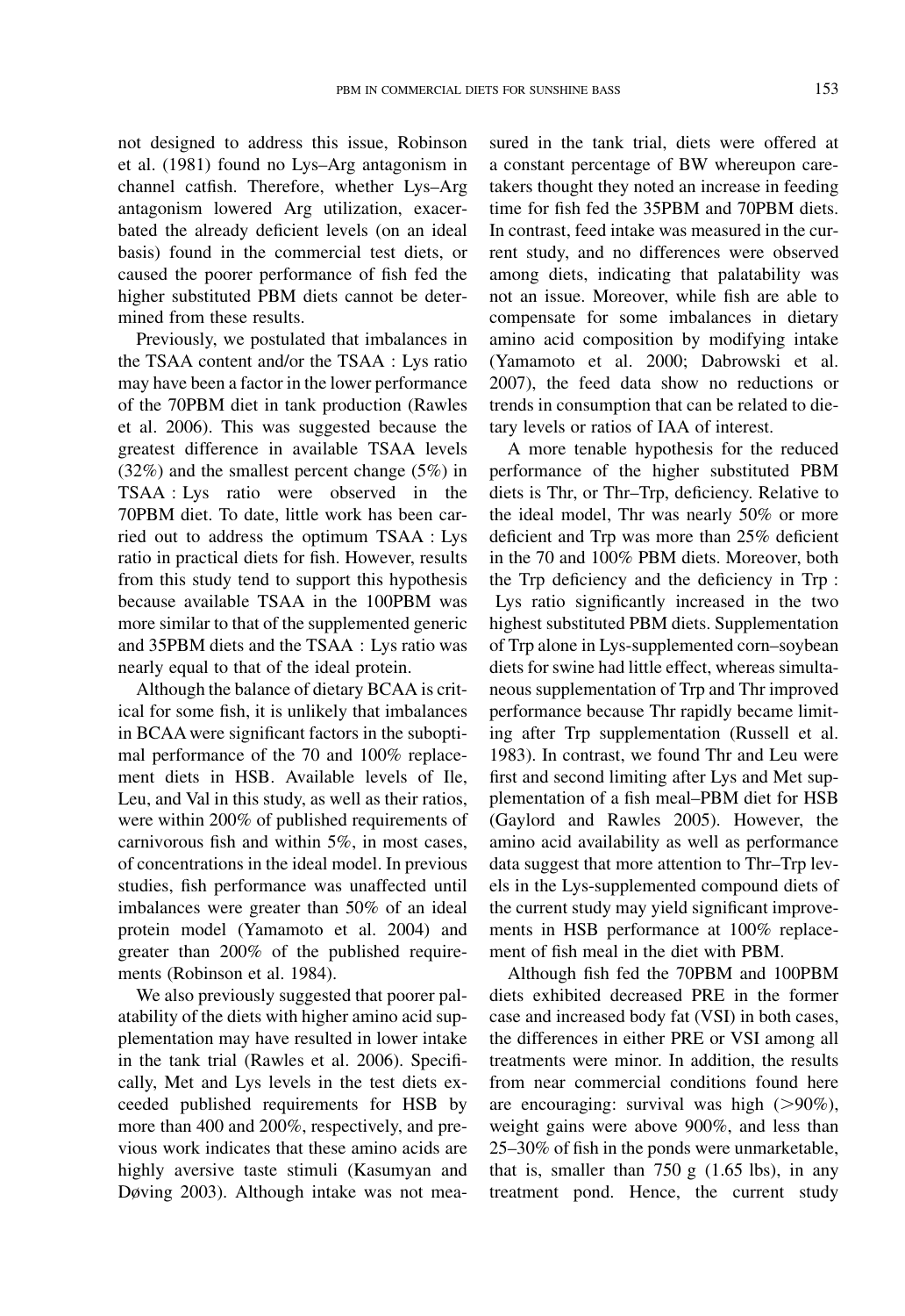not designed to address this issue, Robinson et al. (1981) found no Lys–Arg antagonism in channel catfish. Therefore, whether Lys–Arg antagonism lowered Arg utilization, exacerbated the already deficient levels (on an ideal basis) found in the commercial test diets, or caused the poorer performance of fish fed the higher substituted PBM diets cannot be determined from these results.

Previously, we postulated that imbalances in the TSAA content and/or the TSAA : Lys ratio may have been a factor in the lower performance of the 70PBM diet in tank production (Rawles et al. 2006). This was suggested because the greatest difference in available TSAA levels (32%) and the smallest percent change (5%) in TSAA : Lys ratio were observed in the 70PBM diet. To date, little work has been carried out to address the optimum TSAA : Lys ratio in practical diets for fish. However, results from this study tend to support this hypothesis because available TSAA in the 100PBM was more similar to that of the supplemented generic and 35PBM diets and the TSAA : Lys ratio was nearly equal to that of the ideal protein.

Although the balance of dietary BCAA is critical for some fish, it is unlikely that imbalances in BCAA were significant factors in the suboptimal performance of the 70 and 100% replacement diets in HSB. Available levels of Ile, Leu, and Val in this study, as well as their ratios, were within 200% of published requirements of carnivorous fish and within 5%, in most cases, of concentrations in the ideal model. In previous studies, fish performance was unaffected until imbalances were greater than 50% of an ideal protein model (Yamamoto et al. 2004) and greater than 200% of the published requirements (Robinson et al. 1984).

We also previously suggested that poorer palatability of the diets with higher amino acid supplementation may have resulted in lower intake in the tank trial (Rawles et al. 2006). Specifically, Met and Lys levels in the test diets exceeded published requirements for HSB by more than 400 and 200%, respectively, and previous work indicates that these amino acids are highly aversive taste stimuli (Kasumyan and Døving 2003). Although intake was not measured in the tank trial, diets were offered at a constant percentage of BW whereupon caretakers thought they noted an increase in feeding time for fish fed the 35PBM and 70PBM diets. In contrast, feed intake was measured in the current study, and no differences were observed among diets, indicating that palatability was not an issue. Moreover, while fish are able to compensate for some imbalances in dietary amino acid composition by modifying intake (Yamamoto et al. 2000; Dabrowski et al. 2007), the feed data show no reductions or trends in consumption that can be related to dietary levels or ratios of IAA of interest.

A more tenable hypothesis for the reduced performance of the higher substituted PBM diets is Thr, or Thr–Trp, deficiency. Relative to the ideal model, Thr was nearly 50% or more deficient and Trp was more than 25% deficient in the 70 and 100% PBM diets. Moreover, both the Trp deficiency and the deficiency in Trp : Lys ratio significantly increased in the two highest substituted PBM diets. Supplementation of Trp alone in Lys-supplemented corn–soybean diets for swine had little effect, whereas simultaneous supplementation of Trp and Thr improved performance because Thr rapidly became limiting after Trp supplementation (Russell et al. 1983). In contrast, we found Thr and Leu were first and second limiting after Lys and Met supplementation of a fish meal–PBM diet for HSB (Gaylord and Rawles 2005). However, the amino acid availability as well as performance data suggest that more attention to Thr–Trp levels in the Lys-supplemented compound diets of the current study may yield significant improvements in HSB performance at 100% replacement of fish meal in the diet with PBM.

Although fish fed the 70PBM and 100PBM diets exhibited decreased PRE in the former case and increased body fat (VSI) in both cases, the differences in either PRE or VSI among all treatments were minor. In addition, the results from near commercial conditions found here are encouraging: survival was high (>90%), weight gains were above 900%, and less than 25–30% of fish in the ponds were unmarketable, that is, smaller than 750 g (1.65 lbs), in any treatment pond. Hence, the current study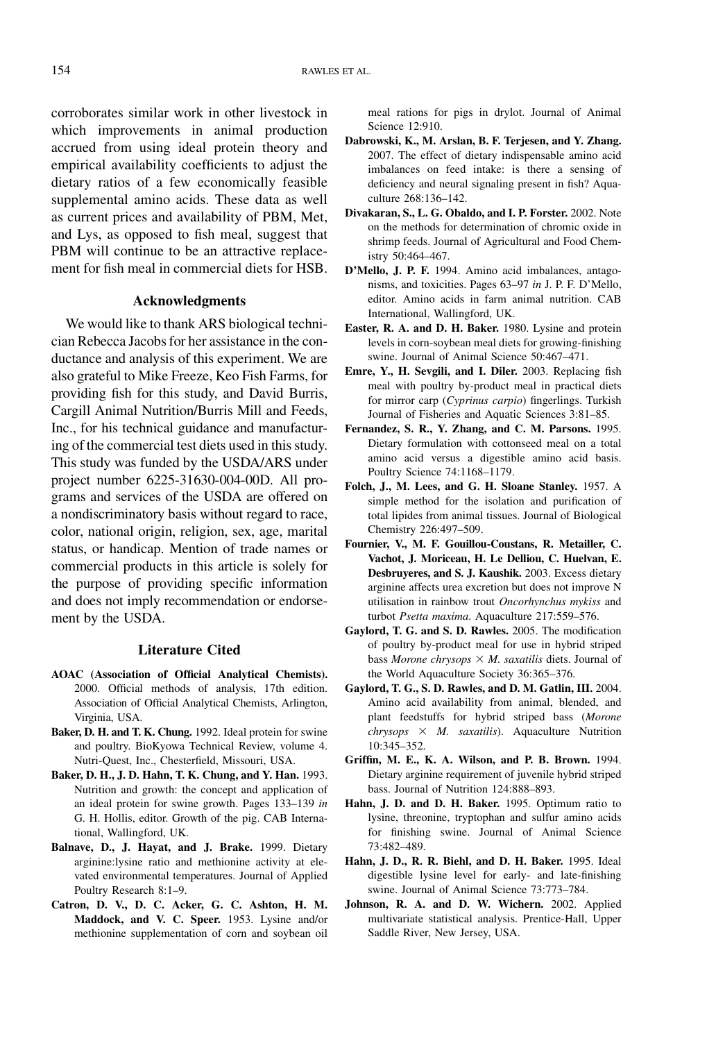corroborates similar work in other livestock in which improvements in animal production accrued from using ideal protein theory and empirical availability coefficients to adjust the dietary ratios of a few economically feasible supplemental amino acids. These data as well as current prices and availability of PBM, Met, and Lys, as opposed to fish meal, suggest that PBM will continue to be an attractive replacement for fish meal in commercial diets for HSB.

## Acknowledgments

We would like to thank ARS biological technician Rebecca Jacobs for her assistance in the conductance and analysis of this experiment. We are also grateful to Mike Freeze, Keo Fish Farms, for providing fish for this study, and David Burris, Cargill Animal Nutrition/Burris Mill and Feeds, Inc., for his technical guidance and manufacturing of the commercial test diets used in this study. This study was funded by the USDA/ARS under project number 6225-31630-004-00D. All programs and services of the USDA are offered on a nondiscriminatory basis without regard to race, color, national origin, religion, sex, age, marital status, or handicap. Mention of trade names or commercial products in this article is solely for the purpose of providing specific information and does not imply recommendation or endorsement by the USDA.

## Literature Cited

**AOAC (Association of Official Analytical Chemists).** 2000. Official methods of analysis, 17th edition. Association of Official Analytical Chemists, Arlington, Virginia, USA.

**Baker, D. H. and T. K. Chung.** 1992. Ideal protein for swine and poultry. BioKyowa Technical Review, volume 4. Nutri-Quest, Inc., Chesterfield, Missouri, USA.

**Baker, D. H., J. D. Hahn, T. K. Chung, and Y. Han.** 1993. Nutrition and growth: the concept and application of an ideal protein for swine growth. Pages 133–139 *in* G. H. Hollis, editor. Growth of the pig. CAB International, Wallingford, UK.

**Balnave, D., J. Hayat, and J. Brake.** 1999. Dietary arginine:lysine ratio and methionine activity at elevated environmental temperatures. Journal of Applied Poultry Research 8:1–9.

**Catron, D. V., D. C. Acker, G. C. Ashton, H. M. Maddock, and V. C. Speer.** 1953. Lysine and/or methionine supplementation of corn and soybean oil meal rations for pigs in drylot. Journal of Animal Science 12:910.

**Dabrowski, K., M. Arslan, B. F. Terjesen, and Y. Zhang.** 2007. The effect of dietary indispensable amino acid imbalances on feed intake: is there a sensing of deficiency and neural signaling present in fish? Aquaculture 268:136–142.

**Divakaran, S., L. G. Obaldo, and I. P. Forster.** 2002. Note on the methods for determination of chromic oxide in shrimp feeds. Journal of Agricultural and Food Chemistry 50:464–467.

**D'Mello, J. P. F.** 1994. Amino acid imbalances, antagonisms, and toxicities. Pages 63–97 *in* J. P. F. D'Mello, editor. Amino acids in farm animal nutrition. CAB International, Wallingford, UK.

**Easter, R. A. and D. H. Baker.** 1980. Lysine and protein levels in corn-soybean meal diets for growing-finishing swine. Journal of Animal Science 50:467–471.

**Emre, Y., H. Sevgili, and I. Diler.** 2003. Replacing fish meal with poultry by-product meal in practical diets for mirror carp (*Cyprinus carpio*) fingerlings. Turkish Journal of Fisheries and Aquatic Sciences 3:81–85.

**Fernandez, S. R., Y. Zhang, and C. M. Parsons.** 1995. Dietary formulation with cottonseed meal on a total amino acid versus a digestible amino acid basis. Poultry Science 74:1168–1179.

**Folch, J., M. Lees, and G. H. Sloane Stanley.** 1957. A simple method for the isolation and purification of total lipides from animal tissues. Journal of Biological Chemistry 226:497–509.

**Fournier, V., M. F. Gouillou-Coustans, R. Metailler, C. Vachot, J. Moriceau, H. Le Delliou, C. Huelvan, E. Desbruyeres, and S. J. Kaushik.** 2003. Excess dietary arginine affects urea excretion but does not improve N utilisation in rainbow trout *Oncorhynchus mykiss* and turbot *Psetta maxima*. Aquaculture 217:559–576.

**Gaylord, T. G. and S. D. Rawles.** 2005. The modification of poultry by-product meal for use in hybrid striped bass *Morone chrysops* × *M. saxatilis* diets. Journal of the World Aquaculture Society 36:365–376.

**Gaylord, T. G., S. D. Rawles, and D. M. Gatlin, III.** 2004. Amino acid availability from animal, blended, and plant feedstuffs for hybrid striped bass (*Morone chrysops* × *M. saxatilis*). Aquaculture Nutrition 10:345–352.

**Griffin, M. E., K. A. Wilson, and P. B. Brown.** 1994. Dietary arginine requirement of juvenile hybrid striped bass. Journal of Nutrition 124:888–893.

**Hahn, J. D. and D. H. Baker.** 1995. Optimum ratio to lysine, threonine, tryptophan and sulfur amino acids for finishing swine. Journal of Animal Science 73:482–489.

**Hahn, J. D., R. R. Biehl, and D. H. Baker.** 1995. Ideal digestible lysine level for early- and late-finishing swine. Journal of Animal Science 73:773–784.

**Johnson, R. A. and D. W. Wichern.** 2002. Applied multivariate statistical analysis. Prentice-Hall, Upper Saddle River, New Jersey, USA.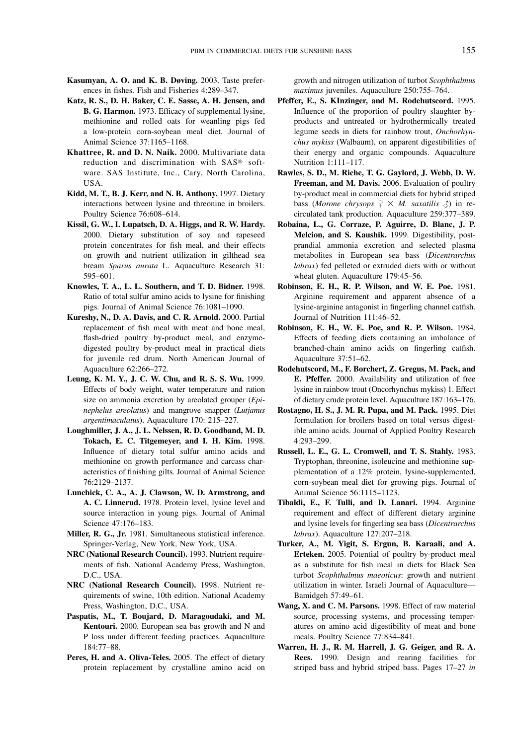**Kasumyan, A. O. and K. B. Døving.** 2003. Taste preferences in fishes. Fish and Fisheries 4:289–347.

**Katz, R. S., D. H. Baker, C. E. Sasse, A. H. Jensen, and B. G. Harmon.** 1973. Efficacy of supplemental lysine, methionine and rolled oats for weanling pigs fed a low-protein corn-soybean meal diet. Journal of Animal Science 37:1165–1168.

**Khattree, R. and D. N. Naik.** 2000. Multivariate data reduction and discrimination with SAS® software. SAS Institute, Inc., Cary, North Carolina, USA.

**Kidd, M. T., B. J. Kerr, and N. B. Anthony.** 1997. Dietary interactions between lysine and threonine in broilers. Poultry Science 76:608–614.

**Kissil, G. W., I. Lupatsch, D. A. Higgs, and R. W. Hardy.** 2000. Dietary substitution of soy and rapeseed protein concentrates for fish meal, and their effects on growth and nutrient utilization in gilthead sea bream *Sparus aurata* L. Aquaculture Research 31: 595–601.

**Knowles, T. A., L. L. Southern, and T. D. Bidner.** 1998. Ratio of total sulfur amino acids to lysine for finishing pigs. Journal of Animal Science 76:1081–1090.

**Kureshy, N., D. A. Davis, and C. R. Arnold.** 2000. Partial replacement of fish meal with meat and bone meal, flash-dried poultry by-product meal, and enzyme-digested poultry by-product meal in practical diets for juvenile red drum. North American Journal of Aquaculture 62:266–272.

**Leung, K. M. Y., J. C. W. Chu, and R. S. S. Wu.** 1999. Effects of body weight, water temperature and ration size on ammonia excretion by areolated grouper (*Epinephelus areolatus*) and mangrove snapper (*Lutjanus argentimaculatus*). Aquaculture 170: 215–227.

**Loughmiller, J. A., J. L. Nelssen, R. D. Goodband, M. D. Tokach, E. C. Titgemeyer, and I. H. Kim.** 1998. Influence of dietary total sulfur amino acids and methionine on growth performance and carcass characteristics of finishing gilts. Journal of Animal Science 76:2129–2137.

**Lunchick, C. A., A. J. Clawson, W. D. Armstrong, and A. C. Linnerud.** 1978. Protein level, lysine level and source interaction in young pigs. Journal of Animal Science 47:176–183.

**Miller, R. G., Jr.** 1981. Simultaneous statistical inference. Springer-Verlag, New York, New York, USA.

**NRC (National Research Council).** 1993. Nutrient requirements of fish. National Academy Press, Washington, D.C., USA.

**NRC (National Research Council).** 1998. Nutrient requirements of swine, 10th edition. National Academy Press, Washington, D.C., USA.

**Paspatis, M., T. Boujard, D. Maragoudaki, and M. Kentouri.** 2000. European sea bas growth and N and P loss under different feeding practices. Aquaculture 184:77–88.

**Peres, H. and A. Oliva-Teles.** 2005. The effect of dietary protein replacement by crystalline amino acid on growth and nitrogen utilization of turbot *Scophthalmus maximus* juveniles. Aquaculture 250:755–764.

**Pfeffer, E., S. KInzinger, and M. Rodehutscord.** 1995. Influence of the proportion of poultry slaughter by-products and untreated or hydrothermically treated legume seeds in diets for rainbow trout, *Onchorhynchus mykiss* (Walbaum), on apparent digestibilities of their energy and organic compounds. Aquaculture Nutrition 1:111–117.

**Rawles, S. D., M. Riche, T. G. Gaylord, J. Webb, D. W. Freeman, and M. Davis.** 2006. Evaluation of poultry by-product meal in commercial diets for hybrid striped bass (*Morone chrysops* ♀ × *M. saxatilis* ♂) in recirculated tank production. Aquaculture 259:377–389.

**Robaina, L., G. Corraze, P. Aguirre, D. Blanc, J. P. Melcion, and S. Kaushik.** 1999. Digestibility, postprandial ammonia excretion and selected plasma metabolites in European sea bass (*Dicentrarchus labrax*) fed pelleted or extruded diets with or without wheat gluten. Aquaculture 179:45–56.

**Robinson, E. H., R. P. Wilson, and W. E. Poe.** 1981. Arginine requirement and apparent absence of a lysine-arginine antagonist in fingerling channel catfish. Journal of Nutrition 111:46–52.

**Robinson, E. H., W. E. Poe, and R. P. Wilson.** 1984. Effects of feeding diets containing an imbalance of branched-chain amino acids on fingerling catfish. Aquaculture 37:51–62.

**Rodehutscord, M., F. Borchert, Z. Gregus, M. Pack, and E. Pfeffer.** 2000. Availability and utilization of free lysine in rainbow trout (Oncorhynchus mykiss) 1. Effect of dietary crude protein level. Aquaculture 187:163–176.

**Rostagno, H. S., J. M. R. Pupa, and M. Pack.** 1995. Diet formulation for broilers based on total versus digestible amino acids. Journal of Applied Poultry Research 4:293–299.

**Russell, L. E., G. L. Cromwell, and T. S. Stahly.** 1983. Tryptophan, threonine, isoleucine and methionine supplementation of a 12% protein, lysine-supplemented, corn-soybean meal diet for growing pigs. Journal of Animal Science 56:1115–1123.

**Tibaldi, E., F. Tulli, and D. Lanari.** 1994. Arginine requirement and effect of different dietary arginine and lysine levels for fingerling sea bass (*Dicentrarchus labrax*). Aquaculture 127:207–218.

**Turker, A., M. Yigit, S. Ergun, B. Karaali, and A. Erteken.** 2005. Potential of poultry by-product meal as a substitute for fish meal in diets for Black Sea turbot *Scophthalmus maeoticus*: growth and nutrient utilization in winter. Israeli Journal of Aquaculture—Bamidgeh 57:49–61.

**Wang, X. and C. M. Parsons.** 1998. Effect of raw material source, processing systems, and processing temperatures on amino acid digestibility of meat and bone meals. Poultry Science 77:834–841.

**Warren, H. J., R. M. Harrell, J. G. Geiger, and R. A. Rees.** 1990. Design and rearing facilities for striped bass and hybrid striped bass. Pages 17–27 *in*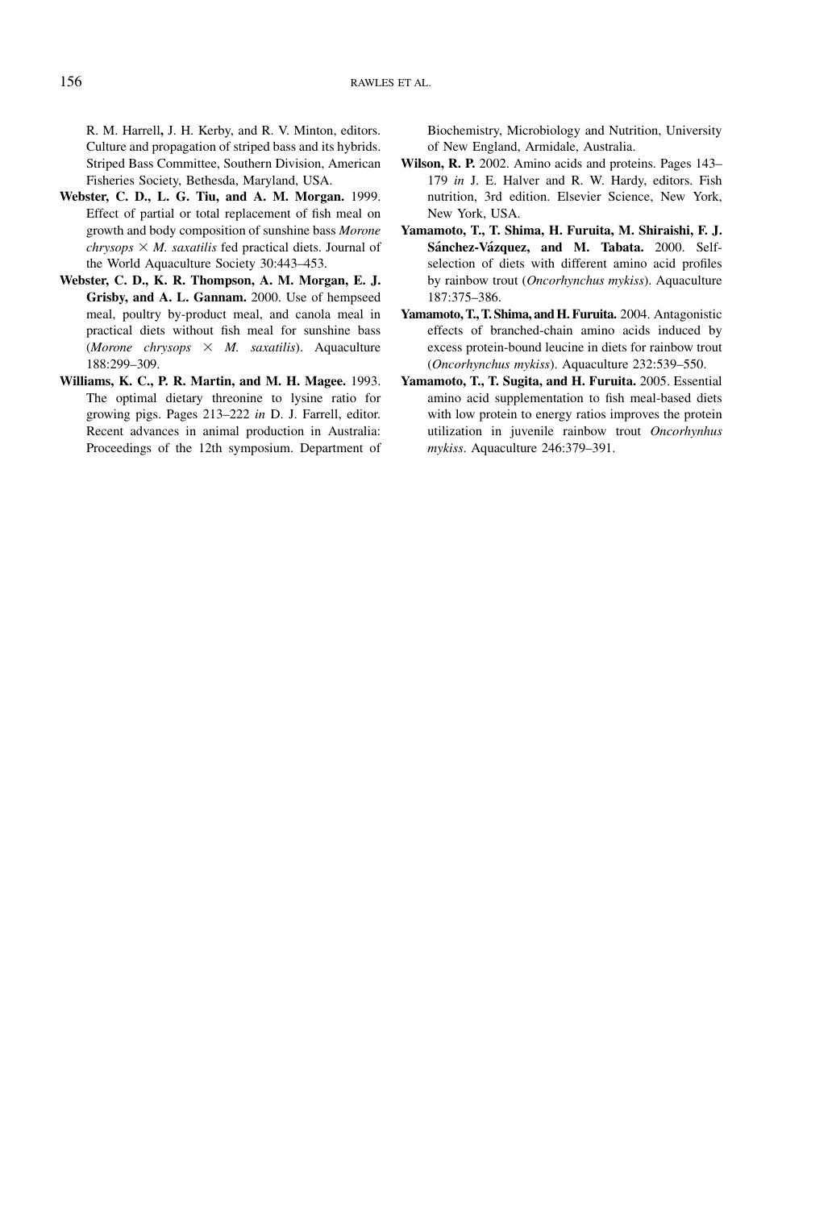R. M. Harrell, J. H. Kerby, and R. V. Minton, editors. Culture and propagation of striped bass and its hybrids. Striped Bass Committee, Southern Division, American Fisheries Society, Bethesda, Maryland, USA.

**Webster, C. D., L. G. Tiu, and A. M. Morgan.** 1999. Effect of partial or total replacement of fish meal on growth and body composition of sunshine bass *Morone chrysops* × *M. saxatilis* fed practical diets. Journal of the World Aquaculture Society 30:443–453.

**Webster, C. D., K. R. Thompson, A. M. Morgan, E. J. Grisby, and A. L. Gannam.** 2000. Use of hempseed meal, poultry by-product meal, and canola meal in practical diets without fish meal for sunshine bass (*Morone chrysops* × *M. saxatilis*). Aquaculture 188:299–309.

**Williams, K. C., P. R. Martin, and M. H. Magee.** 1993. The optimal dietary threonine to lysine ratio for growing pigs. Pages 213–222 *in* D. J. Farrell, editor. Recent advances in animal production in Australia: Proceedings of the 12th symposium. Department of Biochemistry, Microbiology and Nutrition, University of New England, Armidale, Australia.

**Wilson, R. P.** 2002. Amino acids and proteins. Pages 143–179 *in* J. E. Halver and R. W. Hardy, editors. Fish nutrition, 3rd edition. Elsevier Science, New York, New York, USA.

**Yamamoto, T., T. Shima, H. Furuita, M. Shiraishi, F. J. Sánchez-Vázquez, and M. Tabata.** 2000. Self-selection of diets with different amino acid profiles by rainbow trout (*Oncorhynchus mykiss*). Aquaculture 187:375–386.

**Yamamoto, T., T. Shima, and H. Furuita.** 2004. Antagonistic effects of branched-chain amino acids induced by excess protein-bound leucine in diets for rainbow trout (*Oncorhynchus mykiss*). Aquaculture 232:539–550.

**Yamamoto, T., T. Sugita, and H. Furuita.** 2005. Essential amino acid supplementation to fish meal-based diets with low protein to energy ratios improves the protein utilization in juvenile rainbow trout *Oncorhynhus mykiss*. Aquaculture 246:379–391.